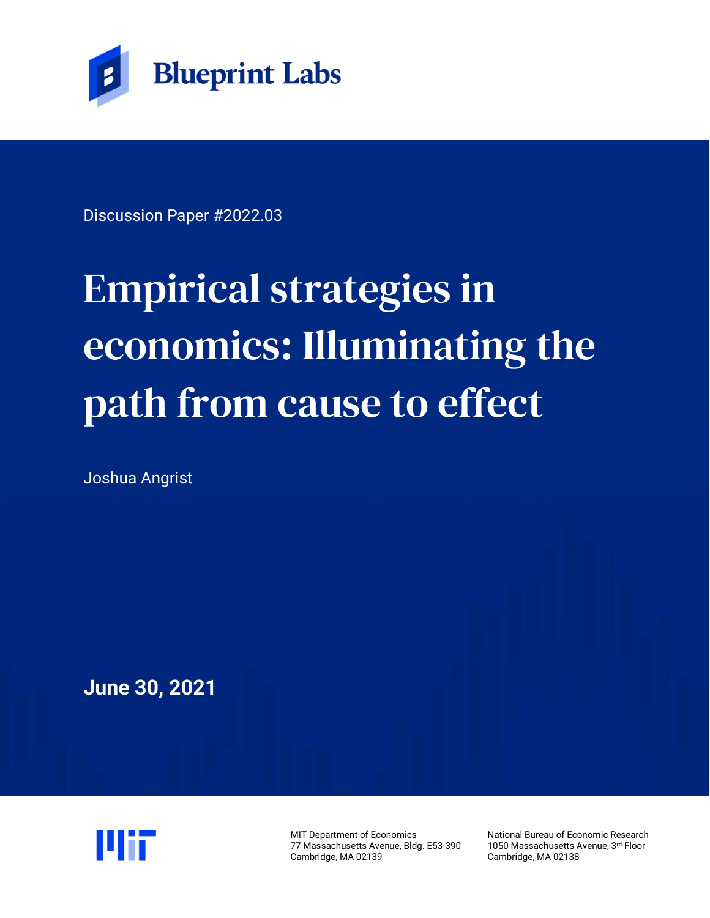Blueprint Labs

Discussion Paper #2022.03

# Empirical strategies in economics: Illuminating the path from cause to effect

Joshua Angrist

**June 30, 2021**

MIT Department of Economics
77 Massachusetts Avenue, Bldg. E53-390
Cambridge, MA 02139

National Bureau of Economic Research
1050 Massachusetts Avenue, 3rd Floor
Cambridge, MA 02138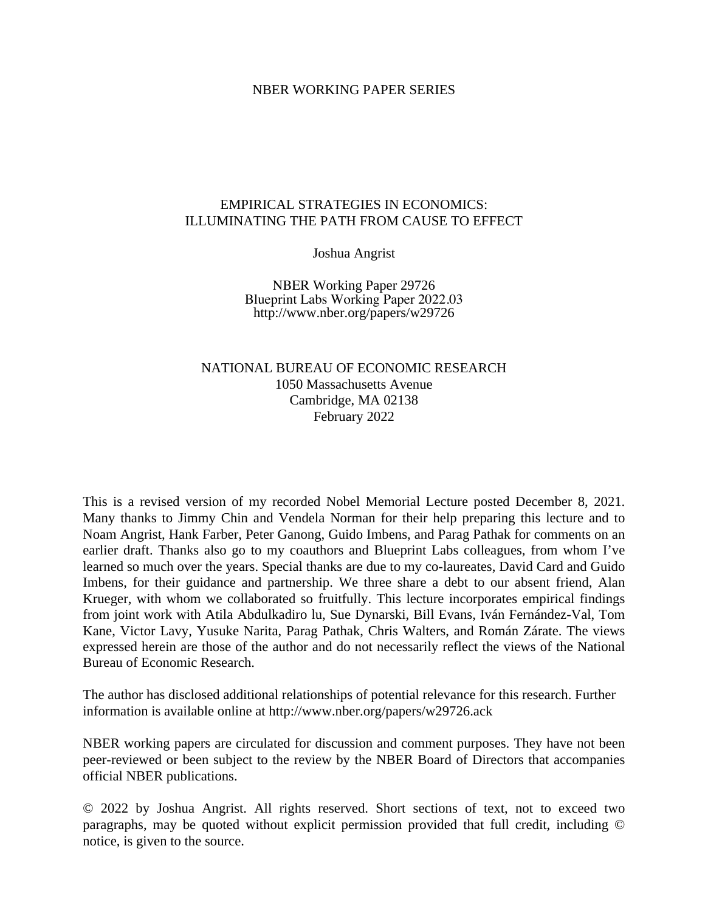NBER WORKING PAPER SERIES

# EMPIRICAL STRATEGIES IN ECONOMICS:
# ILLUMINATING THE PATH FROM CAUSE TO EFFECT

Joshua Angrist

NBER Working Paper 29726
Blueprint Labs Working Paper 2022.03
http://www.nber.org/papers/w29726

NATIONAL BUREAU OF ECONOMIC RESEARCH
1050 Massachusetts Avenue
Cambridge, MA 02138
February 2022

This is a revised version of my recorded Nobel Memorial Lecture posted December 8, 2021. Many thanks to Jimmy Chin and Vendela Norman for their help preparing this lecture and to Noam Angrist, Hank Farber, Peter Ganong, Guido Imbens, and Parag Pathak for comments on an earlier draft. Thanks also go to my coauthors and Blueprint Labs colleagues, from whom I've learned so much over the years. Special thanks are due to my co-laureates, David Card and Guido Imbens, for their guidance and partnership. We three share a debt to our absent friend, Alan Krueger, with whom we collaborated so fruitfully. This lecture incorporates empirical findings from joint work with Atila Abdulkadiro lu, Sue Dynarski, Bill Evans, Iván Fernández-Val, Tom Kane, Victor Lavy, Yusuke Narita, Parag Pathak, Chris Walters, and Román Zárate. The views expressed herein are those of the author and do not necessarily reflect the views of the National Bureau of Economic Research.

The author has disclosed additional relationships of potential relevance for this research. Further information is available online at http://www.nber.org/papers/w29726.ack

NBER working papers are circulated for discussion and comment purposes. They have not been peer-reviewed or been subject to the review by the NBER Board of Directors that accompanies official NBER publications.

© 2022 by Joshua Angrist. All rights reserved. Short sections of text, not to exceed two paragraphs, may be quoted without explicit permission provided that full credit, including © notice, is given to the source.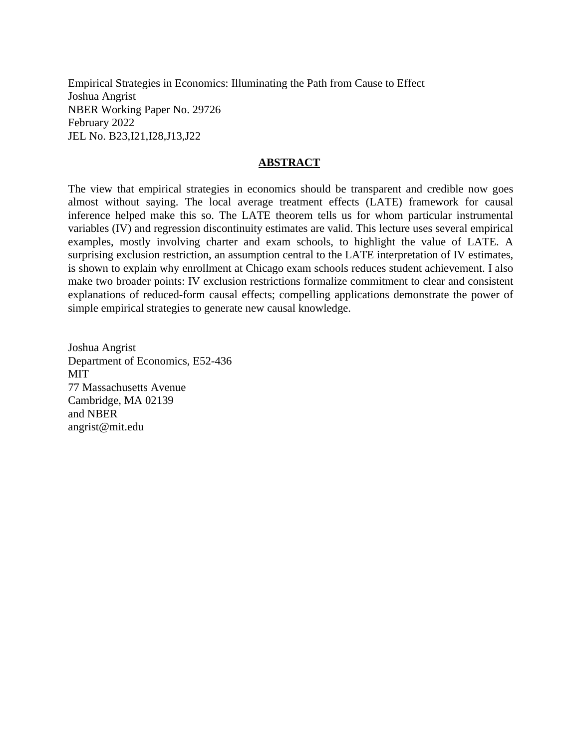Empirical Strategies in Economics: Illuminating the Path from Cause to Effect
Joshua Angrist
NBER Working Paper No. 29726
February 2022
JEL No. B23,I21,I28,J13,J22

## ABSTRACT

The view that empirical strategies in economics should be transparent and credible now goes almost without saying. The local average treatment effects (LATE) framework for causal inference helped make this so. The LATE theorem tells us for whom particular instrumental variables (IV) and regression discontinuity estimates are valid. This lecture uses several empirical examples, mostly involving charter and exam schools, to highlight the value of LATE. A surprising exclusion restriction, an assumption central to the LATE interpretation of IV estimates, is shown to explain why enrollment at Chicago exam schools reduces student achievement. I also make two broader points: IV exclusion restrictions formalize commitment to clear and consistent explanations of reduced-form causal effects; compelling applications demonstrate the power of simple empirical strategies to generate new causal knowledge.

Joshua Angrist
Department of Economics, E52-436
MIT
77 Massachusetts Avenue
Cambridge, MA 02139
and NBER
angrist@mit.edu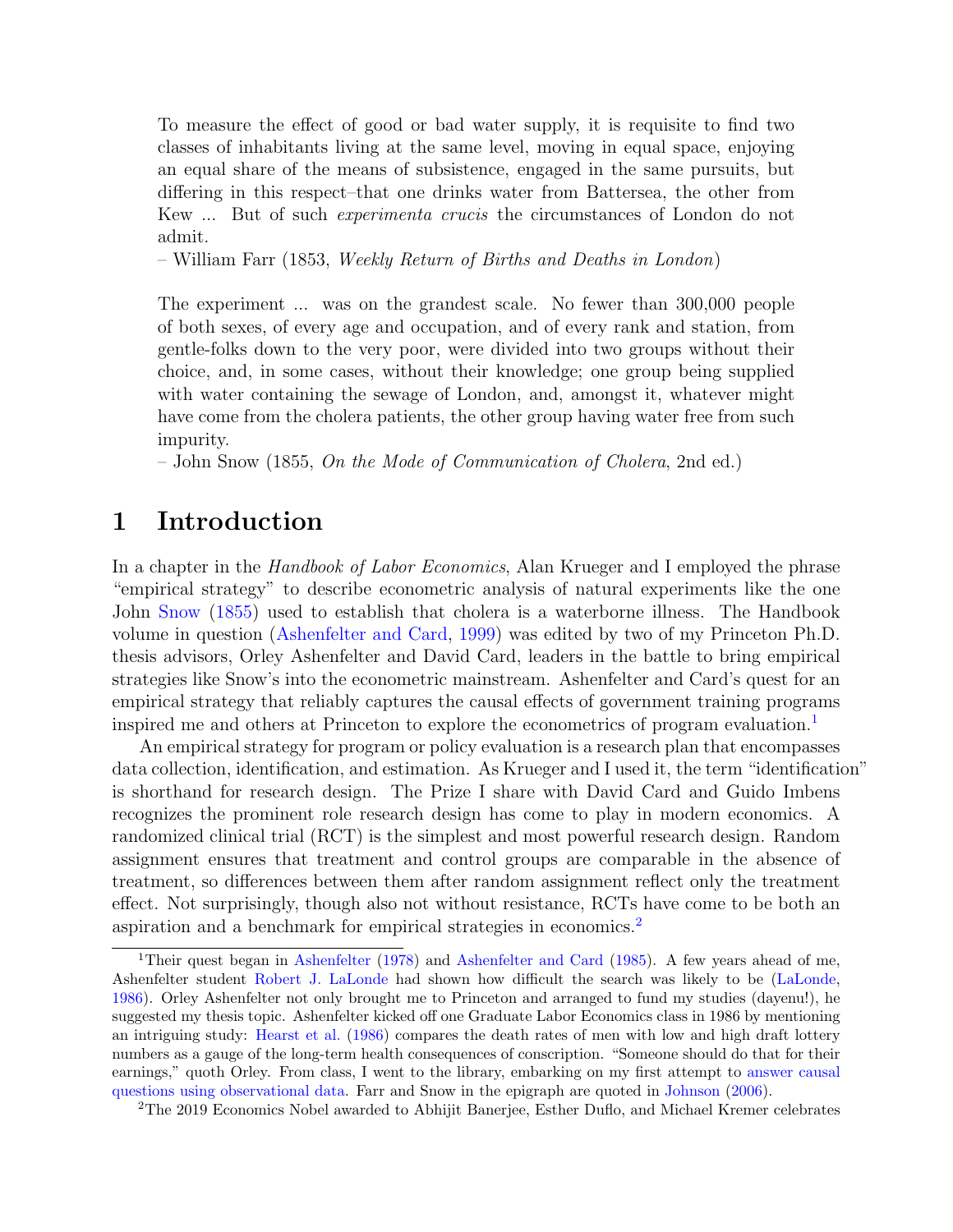To measure the effect of good or bad water supply, it is requisite to find two classes of inhabitants living at the same level, moving in equal space, enjoying an equal share of the means of subsistence, engaged in the same pursuits, but differing in this respect–that one drinks water from Battersea, the other from Kew ... But of such *experimenta crucis* the circumstances of London do not admit.
– William Farr (1853, *Weekly Return of Births and Deaths in London*)

The experiment ... was on the grandest scale. No fewer than 300,000 people of both sexes, of every age and occupation, and of every rank and station, from gentle-folks down to the very poor, were divided into two groups without their choice, and, in some cases, without their knowledge; one group being supplied with water containing the sewage of London, and, amongst it, whatever might have come from the cholera patients, the other group having water free from such impurity.
– John Snow (1855, *On the Mode of Communication of Cholera*, 2nd ed.)

# 1 Introduction

In a chapter in the *Handbook of Labor Economics*, Alan Krueger and I employed the phrase "empirical strategy" to describe econometric analysis of natural experiments like the one John Snow (1855) used to establish that cholera is a waterborne illness. The Handbook volume in question (Ashenfelter and Card, 1999) was edited by two of my Princeton Ph.D. thesis advisors, Orley Ashenfelter and David Card, leaders in the battle to bring empirical strategies like Snow's into the econometric mainstream. Ashenfelter and Card's quest for an empirical strategy that reliably captures the causal effects of government training programs inspired me and others at Princeton to explore the econometrics of program evaluation.[1]

An empirical strategy for program or policy evaluation is a research plan that encompasses data collection, identification, and estimation. As Krueger and I used it, the term "identification" is shorthand for research design. The Prize I share with David Card and Guido Imbens recognizes the prominent role research design has come to play in modern economics. A randomized clinical trial (RCT) is the simplest and most powerful research design. Random assignment ensures that treatment and control groups are comparable in the absence of treatment, so differences between them after random assignment reflect only the treatment effect. Not surprisingly, though also not without resistance, RCTs have come to be both an aspiration and a benchmark for empirical strategies in economics.[2]

[1] Their quest began in Ashenfelter (1978) and Ashenfelter and Card (1985). A few years ahead of me, Ashenfelter student Robert J. LaLonde had shown how difficult the search was likely to be (LaLonde, 1986). Orley Ashenfelter not only brought me to Princeton and arranged to fund my studies (dayenu!), he suggested my thesis topic. Ashenfelter kicked off one Graduate Labor Economics class in 1986 by mentioning an intriguing study: Hearst et al. (1986) compares the death rates of men with low and high draft lottery numbers as a gauge of the long-term health consequences of conscription. "Someone should do that for their earnings," quoth Orley. From class, I went to the library, embarking on my first attempt to answer causal questions using observational data. Farr and Snow in the epigraph are quoted in Johnson (2006).

[2] The 2019 Economics Nobel awarded to Abhijit Banerjee, Esther Duflo, and Michael Kremer celebrates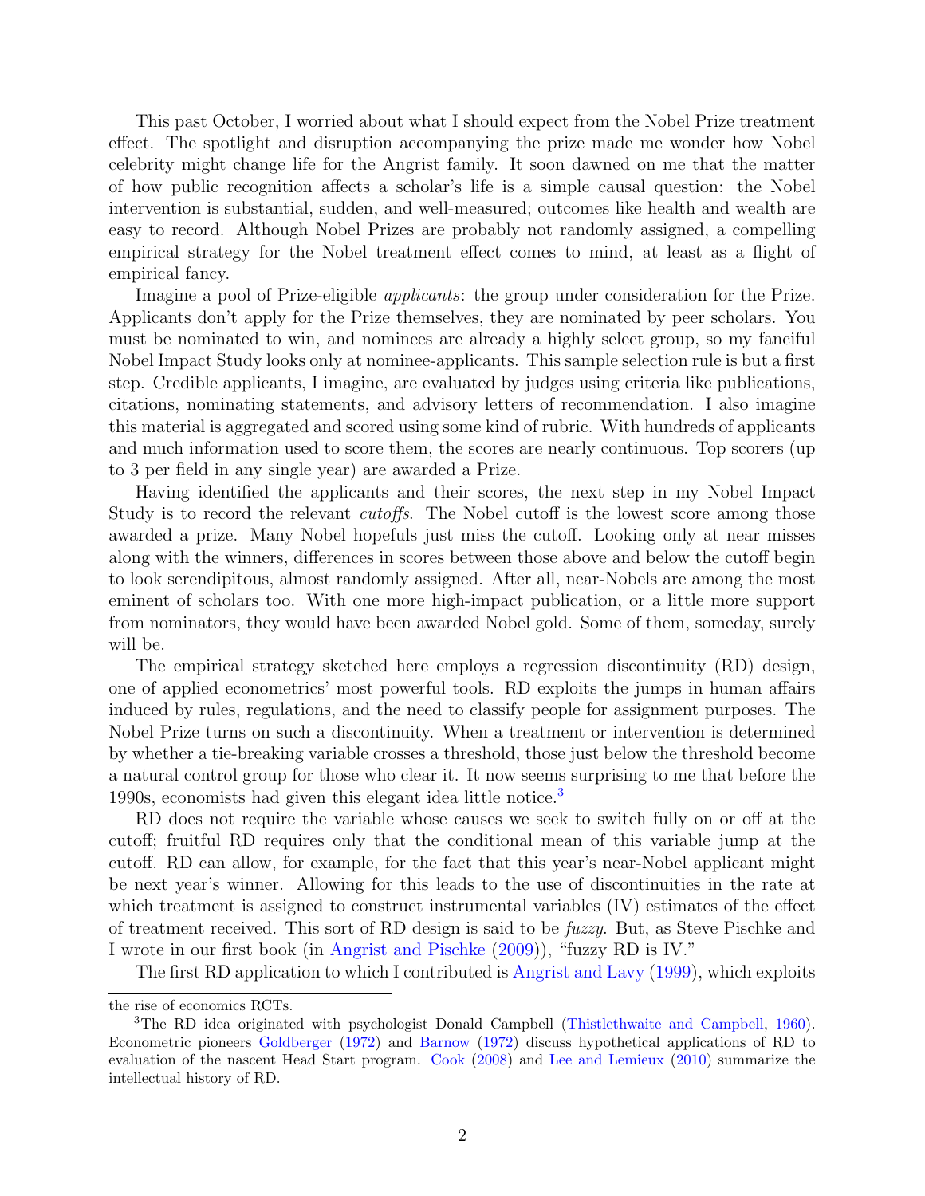This past October, I worried about what I should expect from the Nobel Prize treatment effect. The spotlight and disruption accompanying the prize made me wonder how Nobel celebrity might change life for the Angrist family. It soon dawned on me that the matter of how public recognition affects a scholar's life is a simple causal question: the Nobel intervention is substantial, sudden, and well-measured; outcomes like health and wealth are easy to record. Although Nobel Prizes are probably not randomly assigned, a compelling empirical strategy for the Nobel treatment effect comes to mind, at least as a flight of empirical fancy.

Imagine a pool of Prize-eligible *applicants*: the group under consideration for the Prize. Applicants don't apply for the Prize themselves, they are nominated by peer scholars. You must be nominated to win, and nominees are already a highly select group, so my fanciful Nobel Impact Study looks only at nominee-applicants. This sample selection rule is but a first step. Credible applicants, I imagine, are evaluated by judges using criteria like publications, citations, nominating statements, and advisory letters of recommendation. I also imagine this material is aggregated and scored using some kind of rubric. With hundreds of applicants and much information used to score them, the scores are nearly continuous. Top scorers (up to 3 per field in any single year) are awarded a Prize.

Having identified the applicants and their scores, the next step in my Nobel Impact Study is to record the relevant *cutoffs*. The Nobel cutoff is the lowest score among those awarded a prize. Many Nobel hopefuls just miss the cutoff. Looking only at near misses along with the winners, differences in scores between those above and below the cutoff begin to look serendipitous, almost randomly assigned. After all, near-Nobels are among the most eminent of scholars too. With one more high-impact publication, or a little more support from nominators, they would have been awarded Nobel gold. Some of them, someday, surely will be.

The empirical strategy sketched here employs a regression discontinuity (RD) design, one of applied econometrics' most powerful tools. RD exploits the jumps in human affairs induced by rules, regulations, and the need to classify people for assignment purposes. The Nobel Prize turns on such a discontinuity. When a treatment or intervention is determined by whether a tie-breaking variable crosses a threshold, those just below the threshold become a natural control group for those who clear it. It now seems surprising to me that before the 1990s, economists had given this elegant idea little notice.[3]

RD does not require the variable whose causes we seek to switch fully on or off at the cutoff; fruitful RD requires only that the conditional mean of this variable jump at the cutoff. RD can allow, for example, for the fact that this year's near-Nobel applicant might be next year's winner. Allowing for this leads to the use of discontinuities in the rate at which treatment is assigned to construct instrumental variables (IV) estimates of the effect of treatment received. This sort of RD design is said to be *fuzzy*. But, as Steve Pischke and I wrote in our first book (in Angrist and Pischke (2009)), "fuzzy RD is IV."

The first RD application to which I contributed is Angrist and Lavy (1999), which exploits

---

the rise of economics RCTs.

[3] The RD idea originated with psychologist Donald Campbell (Thistlethwaite and Campbell, 1960). Econometric pioneers Goldberger (1972) and Barnow (1972) discuss hypothetical applications of RD to evaluation of the nascent Head Start program. Cook (2008) and Lee and Lemieux (2010) summarize the intellectual history of RD.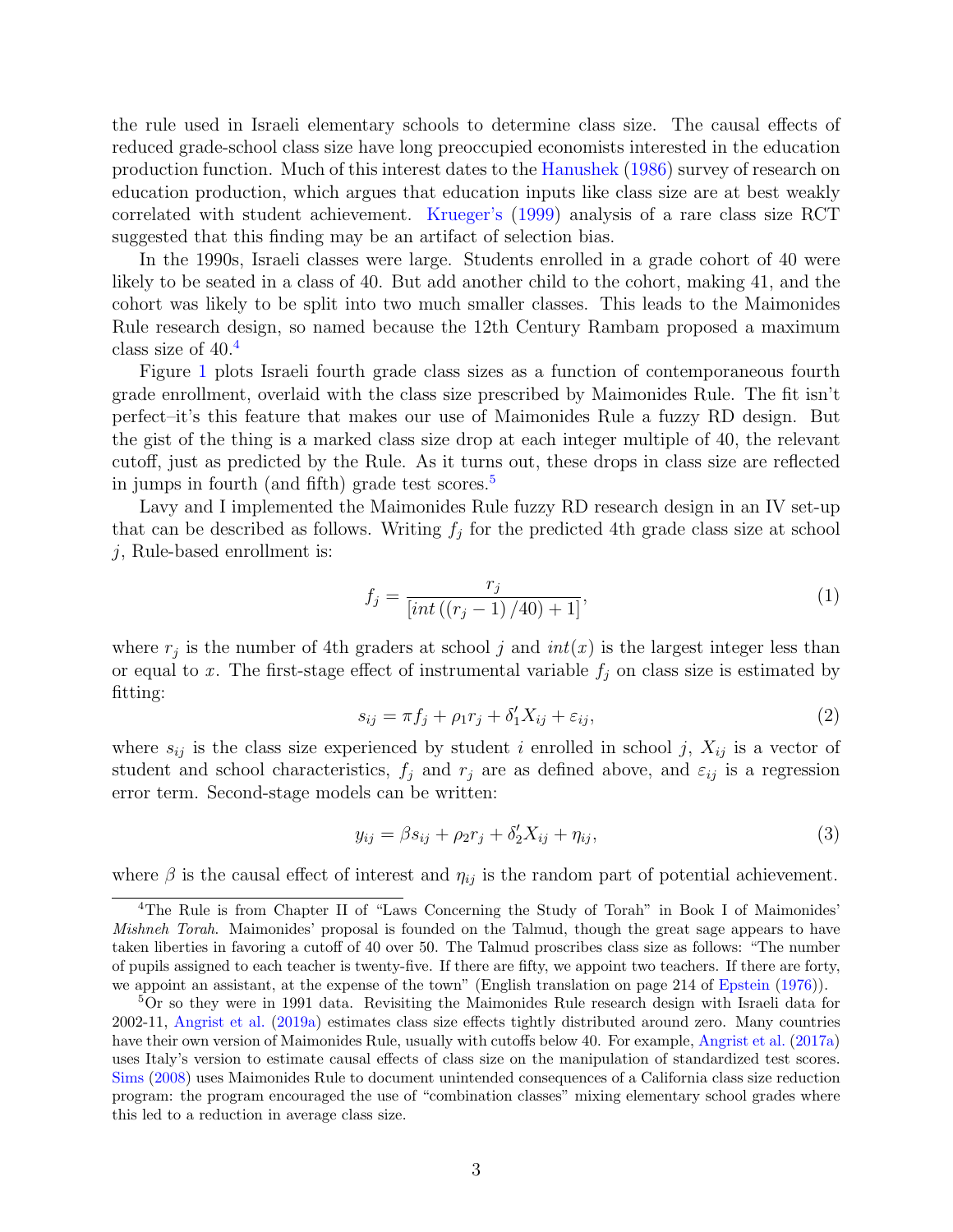the rule used in Israeli elementary schools to determine class size. The causal effects of reduced grade-school class size have long preoccupied economists interested in the education production function. Much of this interest dates to the Hanushek (1986) survey of research on education production, which argues that education inputs like class size are at best weakly correlated with student achievement. Krueger's (1999) analysis of a rare class size RCT suggested that this finding may be an artifact of selection bias.

In the 1990s, Israeli classes were large. Students enrolled in a grade cohort of 40 were likely to be seated in a class of 40. But add another child to the cohort, making 41, and the cohort was likely to be split into two much smaller classes. This leads to the Maimonides Rule research design, so named because the 12th Century Rambam proposed a maximum class size of 40.[4]

Figure 1 plots Israeli fourth grade class sizes as a function of contemporaneous fourth grade enrollment, overlaid with the class size prescribed by Maimonides Rule. The fit isn't perfect–it's this feature that makes our use of Maimonides Rule a fuzzy RD design. But the gist of the thing is a marked class size drop at each integer multiple of 40, the relevant cutoff, just as predicted by the Rule. As it turns out, these drops in class size are reflected in jumps in fourth (and fifth) grade test scores.[5]

Lavy and I implemented the Maimonides Rule fuzzy RD research design in an IV set-up that can be described as follows. Writing $f_j$ for the predicted 4th grade class size at school $j$, Rule-based enrollment is:

$$f_j = \frac{r_j}{\left[int\left((r_j - 1)/40\right) + 1\right]}, \tag{1}$$

where $r_j$ is the number of 4th graders at school $j$ and $int(x)$ is the largest integer less than or equal to $x$. The first-stage effect of instrumental variable $f_j$ on class size is estimated by fitting:

$$s_{ij} = \pi f_j + \rho_1 r_j + \delta_1' X_{ij} + \varepsilon_{ij}, \tag{2}$$

where $s_{ij}$ is the class size experienced by student $i$ enrolled in school $j$, $X_{ij}$ is a vector of student and school characteristics, $f_j$ and $r_j$ are as defined above, and $\varepsilon_{ij}$ is a regression error term. Second-stage models can be written:

$$y_{ij} = \beta s_{ij} + \rho_2 r_j + \delta_2' X_{ij} + \eta_{ij}, \tag{3}$$

where $\beta$ is the causal effect of interest and $\eta_{ij}$ is the random part of potential achievement.

---

[4] The Rule is from Chapter II of "Laws Concerning the Study of Torah" in Book I of Maimonides' *Mishneh Torah*. Maimonides' proposal is founded on the Talmud, though the great sage appears to have taken liberties in favoring a cutoff of 40 over 50. The Talmud proscribes class size as follows: "The number of pupils assigned to each teacher is twenty-five. If there are fifty, we appoint two teachers. If there are forty, we appoint an assistant, at the expense of the town" (English translation on page 214 of Epstein (1976)).

[5] Or so they were in 1991 data. Revisiting the Maimonides Rule research design with Israeli data for 2002-11, Angrist et al. (2019a) estimates class size effects tightly distributed around zero. Many countries have their own version of Maimonides Rule, usually with cutoffs below 40. For example, Angrist et al. (2017a) uses Italy's version to estimate causal effects of class size on the manipulation of standardized test scores. Sims (2008) uses Maimonides Rule to document unintended consequences of a California class size reduction program: the program encouraged the use of "combination classes" mixing elementary school grades where this led to a reduction in average class size.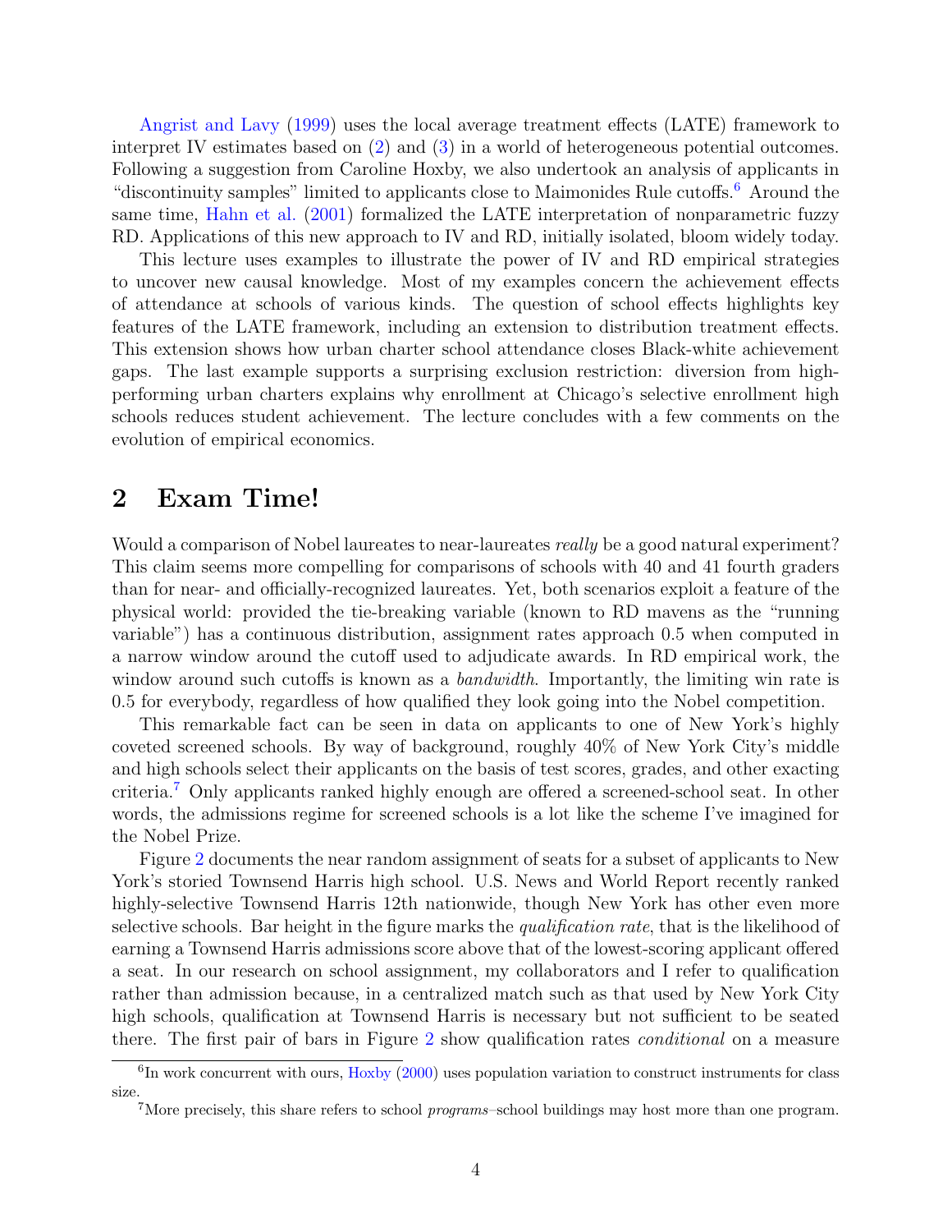Angrist and Lavy (1999) uses the local average treatment effects (LATE) framework to interpret IV estimates based on (2) and (3) in a world of heterogeneous potential outcomes. Following a suggestion from Caroline Hoxby, we also undertook an analysis of applicants in "discontinuity samples" limited to applicants close to Maimonides Rule cutoffs.[6] Around the same time, Hahn et al. (2001) formalized the LATE interpretation of nonparametric fuzzy RD. Applications of this new approach to IV and RD, initially isolated, bloom widely today.

This lecture uses examples to illustrate the power of IV and RD empirical strategies to uncover new causal knowledge. Most of my examples concern the achievement effects of attendance at schools of various kinds. The question of school effects highlights key features of the LATE framework, including an extension to distribution treatment effects. This extension shows how urban charter school attendance closes Black-white achievement gaps. The last example supports a surprising exclusion restriction: diversion from high-performing urban charters explains why enrollment at Chicago's selective enrollment high schools reduces student achievement. The lecture concludes with a few comments on the evolution of empirical economics.

## 2 Exam Time!

Would a comparison of Nobel laureates to near-laureates *really* be a good natural experiment? This claim seems more compelling for comparisons of schools with 40 and 41 fourth graders than for near- and officially-recognized laureates. Yet, both scenarios exploit a feature of the physical world: provided the tie-breaking variable (known to RD mavens as the "running variable") has a continuous distribution, assignment rates approach 0.5 when computed in a narrow window around the cutoff used to adjudicate awards. In RD empirical work, the window around such cutoffs is known as a *bandwidth*. Importantly, the limiting win rate is 0.5 for everybody, regardless of how qualified they look going into the Nobel competition.

This remarkable fact can be seen in data on applicants to one of New York's highly coveted screened schools. By way of background, roughly 40% of New York City's middle and high schools select their applicants on the basis of test scores, grades, and other exacting criteria.[7] Only applicants ranked highly enough are offered a screened-school seat. In other words, the admissions regime for screened schools is a lot like the scheme I've imagined for the Nobel Prize.

Figure 2 documents the near random assignment of seats for a subset of applicants to New York's storied Townsend Harris high school. U.S. News and World Report recently ranked highly-selective Townsend Harris 12th nationwide, though New York has other even more selective schools. Bar height in the figure marks the *qualification rate*, that is the likelihood of earning a Townsend Harris admissions score above that of the lowest-scoring applicant offered a seat. In our research on school assignment, my collaborators and I refer to qualification rather than admission because, in a centralized match such as that used by New York City high schools, qualification at Townsend Harris is necessary but not sufficient to be seated there. The first pair of bars in Figure 2 show qualification rates *conditional* on a measure

[6] In work concurrent with ours, Hoxby (2000) uses population variation to construct instruments for class size.

[7] More precisely, this share refers to school *programs*–school buildings may host more than one program.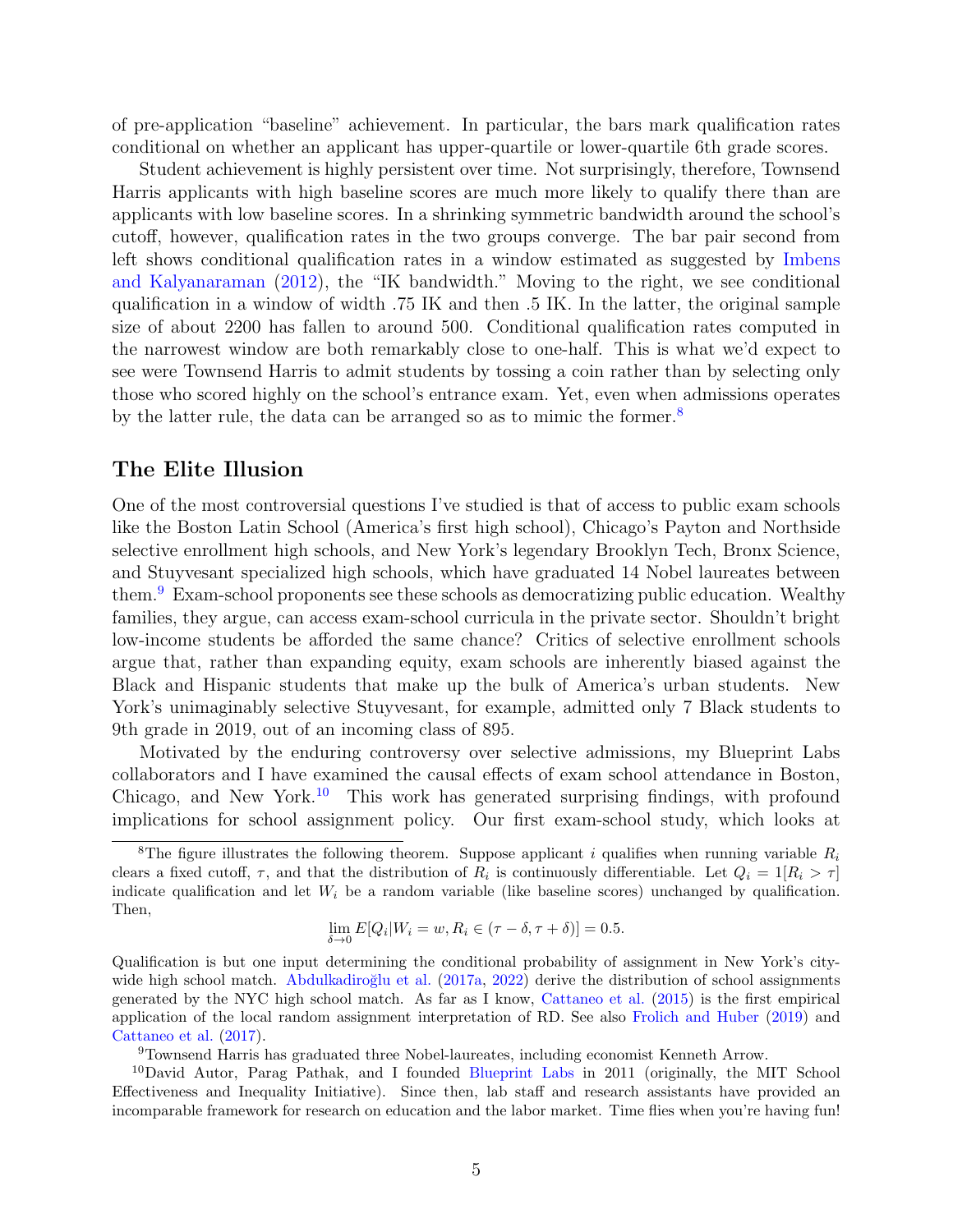of pre-application "baseline" achievement. In particular, the bars mark qualification rates conditional on whether an applicant has upper-quartile or lower-quartile 6th grade scores.

Student achievement is highly persistent over time. Not surprisingly, therefore, Townsend Harris applicants with high baseline scores are much more likely to qualify there than are applicants with low baseline scores. In a shrinking symmetric bandwidth around the school's cutoff, however, qualification rates in the two groups converge. The bar pair second from left shows conditional qualification rates in a window estimated as suggested by Imbens and Kalyanaraman (2012), the "IK bandwidth." Moving to the right, we see conditional qualification in a window of width .75 IK and then .5 IK. In the latter, the original sample size of about 2200 has fallen to around 500. Conditional qualification rates computed in the narrowest window are both remarkably close to one-half. This is what we'd expect to see were Townsend Harris to admit students by tossing a coin rather than by selecting only those who scored highly on the school's entrance exam. Yet, even when admissions operates by the latter rule, the data can be arranged so as to mimic the former.[8]

## The Elite Illusion

One of the most controversial questions I've studied is that of access to public exam schools like the Boston Latin School (America's first high school), Chicago's Payton and Northside selective enrollment high schools, and New York's legendary Brooklyn Tech, Bronx Science, and Stuyvesant specialized high schools, which have graduated 14 Nobel laureates between them.[9] Exam-school proponents see these schools as democratizing public education. Wealthy families, they argue, can access exam-school curricula in the private sector. Shouldn't bright low-income students be afforded the same chance? Critics of selective enrollment schools argue that, rather than expanding equity, exam schools are inherently biased against the Black and Hispanic students that make up the bulk of America's urban students. New York's unimaginably selective Stuyvesant, for example, admitted only 7 Black students to 9th grade in 2019, out of an incoming class of 895.

Motivated by the enduring controversy over selective admissions, my Blueprint Labs collaborators and I have examined the causal effects of exam school attendance in Boston, Chicago, and New York.[10] This work has generated surprising findings, with profound implications for school assignment policy. Our first exam-school study, which looks at

---

[8] The figure illustrates the following theorem. Suppose applicant $i$ qualifies when running variable $R_i$ clears a fixed cutoff, $\tau$, and that the distribution of $R_i$ is continuously differentiable. Let $Q_i = 1[R_i > \tau]$ indicate qualification and let $W_i$ be a random variable (like baseline scores) unchanged by qualification. Then,

$$\lim_{\delta \to 0} E[Q_i | W_i = w, R_i \in (\tau - \delta, \tau + \delta)] = 0.5.$$

Qualification is but one input determining the conditional probability of assignment in New York's city-wide high school match. Abdulkadiroğlu et al. (2017a, 2022) derive the distribution of school assignments generated by the NYC high school match. As far as I know, Cattaneo et al. (2015) is the first empirical application of the local random assignment interpretation of RD. See also Frolich and Huber (2019) and Cattaneo et al. (2017).

[9] Townsend Harris has graduated three Nobel-laureates, including economist Kenneth Arrow.

[10] David Autor, Parag Pathak, and I founded Blueprint Labs in 2011 (originally, the MIT School Effectiveness and Inequality Initiative). Since then, lab staff and research assistants have provided an incomparable framework for research on education and the labor market. Time flies when you're having fun!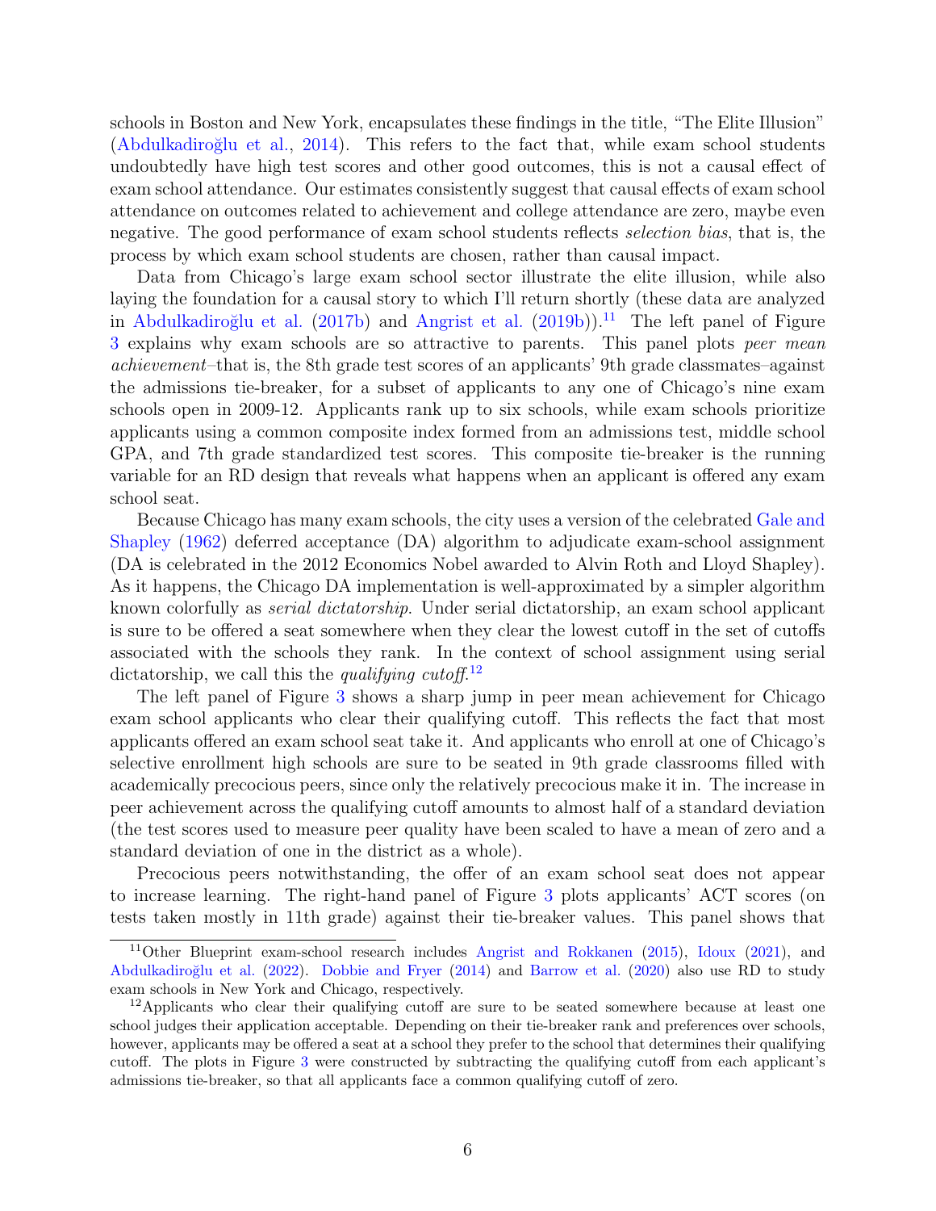schools in Boston and New York, encapsulates these findings in the title, "The Elite Illusion" (Abdulkadiroğlu et al., 2014). This refers to the fact that, while exam school students undoubtedly have high test scores and other good outcomes, this is not a causal effect of exam school attendance. Our estimates consistently suggest that causal effects of exam school attendance on outcomes related to achievement and college attendance are zero, maybe even negative. The good performance of exam school students reflects *selection bias*, that is, the process by which exam school students are chosen, rather than causal impact.

Data from Chicago's large exam school sector illustrate the elite illusion, while also laying the foundation for a causal story to which I'll return shortly (these data are analyzed in Abdulkadiroğlu et al. (2017b) and Angrist et al. (2019b)).[11] The left panel of Figure 3 explains why exam schools are so attractive to parents. This panel plots *peer mean achievement*–that is, the 8th grade test scores of an applicants' 9th grade classmates–against the admissions tie-breaker, for a subset of applicants to any one of Chicago's nine exam schools open in 2009-12. Applicants rank up to six schools, while exam schools prioritize applicants using a common composite index formed from an admissions test, middle school GPA, and 7th grade standardized test scores. This composite tie-breaker is the running variable for an RD design that reveals what happens when an applicant is offered any exam school seat.

Because Chicago has many exam schools, the city uses a version of the celebrated Gale and Shapley (1962) deferred acceptance (DA) algorithm to adjudicate exam-school assignment (DA is celebrated in the 2012 Economics Nobel awarded to Alvin Roth and Lloyd Shapley). As it happens, the Chicago DA implementation is well-approximated by a simpler algorithm known colorfully as *serial dictatorship*. Under serial dictatorship, an exam school applicant is sure to be offered a seat somewhere when they clear the lowest cutoff in the set of cutoffs associated with the schools they rank. In the context of school assignment using serial dictatorship, we call this the *qualifying cutoff*.[12]

The left panel of Figure 3 shows a sharp jump in peer mean achievement for Chicago exam school applicants who clear their qualifying cutoff. This reflects the fact that most applicants offered an exam school seat take it. And applicants who enroll at one of Chicago's selective enrollment high schools are sure to be seated in 9th grade classrooms filled with academically precocious peers, since only the relatively precocious make it in. The increase in peer achievement across the qualifying cutoff amounts to almost half of a standard deviation (the test scores used to measure peer quality have been scaled to have a mean of zero and a standard deviation of one in the district as a whole).

Precocious peers notwithstanding, the offer of an exam school seat does not appear to increase learning. The right-hand panel of Figure 3 plots applicants' ACT scores (on tests taken mostly in 11th grade) against their tie-breaker values. This panel shows that

[11] Other Blueprint exam-school research includes Angrist and Rokkanen (2015), Idoux (2021), and Abdulkadiroğlu et al. (2022). Dobbie and Fryer (2014) and Barrow et al. (2020) also use RD to study exam schools in New York and Chicago, respectively.

[12] Applicants who clear their qualifying cutoff are sure to be seated somewhere because at least one school judges their application acceptable. Depending on their tie-breaker rank and preferences over schools, however, applicants may be offered a seat at a school they prefer to the school that determines their qualifying cutoff. The plots in Figure 3 were constructed by subtracting the qualifying cutoff from each applicant's admissions tie-breaker, so that all applicants face a common qualifying cutoff of zero.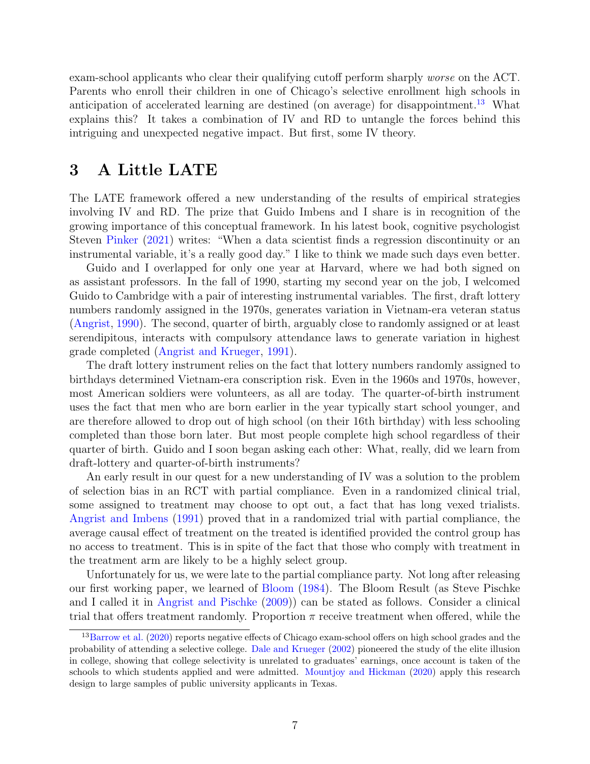exam-school applicants who clear their qualifying cutoff perform sharply *worse* on the ACT. Parents who enroll their children in one of Chicago's selective enrollment high schools in anticipation of accelerated learning are destined (on average) for disappointment.[13] What explains this? It takes a combination of IV and RD to untangle the forces behind this intriguing and unexpected negative impact. But first, some IV theory.

# 3 A Little LATE

The LATE framework offered a new understanding of the results of empirical strategies involving IV and RD. The prize that Guido Imbens and I share is in recognition of the growing importance of this conceptual framework. In his latest book, cognitive psychologist Steven Pinker (2021) writes: "When a data scientist finds a regression discontinuity or an instrumental variable, it's a really good day." I like to think we made such days even better.

Guido and I overlapped for only one year at Harvard, where we had both signed on as assistant professors. In the fall of 1990, starting my second year on the job, I welcomed Guido to Cambridge with a pair of interesting instrumental variables. The first, draft lottery numbers randomly assigned in the 1970s, generates variation in Vietnam-era veteran status (Angrist, 1990). The second, quarter of birth, arguably close to randomly assigned or at least serendipitous, interacts with compulsory attendance laws to generate variation in highest grade completed (Angrist and Krueger, 1991).

The draft lottery instrument relies on the fact that lottery numbers randomly assigned to birthdays determined Vietnam-era conscription risk. Even in the 1960s and 1970s, however, most American soldiers were volunteers, as all are today. The quarter-of-birth instrument uses the fact that men who are born earlier in the year typically start school younger, and are therefore allowed to drop out of high school (on their 16th birthday) with less schooling completed than those born later. But most people complete high school regardless of their quarter of birth. Guido and I soon began asking each other: What, really, did we learn from draft-lottery and quarter-of-birth instruments?

An early result in our quest for a new understanding of IV was a solution to the problem of selection bias in an RCT with partial compliance. Even in a randomized clinical trial, some assigned to treatment may choose to opt out, a fact that has long vexed trialists. Angrist and Imbens (1991) proved that in a randomized trial with partial compliance, the average causal effect of treatment on the treated is identified provided the control group has no access to treatment. This is in spite of the fact that those who comply with treatment in the treatment arm are likely to be a highly select group.

Unfortunately for us, we were late to the partial compliance party. Not long after releasing our first working paper, we learned of Bloom (1984). The Bloom Result (as Steve Pischke and I called it in Angrist and Pischke (2009)) can be stated as follows. Consider a clinical trial that offers treatment randomly. Proportion $\pi$ receive treatment when offered, while the

[13] Barrow et al. (2020) reports negative effects of Chicago exam-school offers on high school grades and the probability of attending a selective college. Dale and Krueger (2002) pioneered the study of the elite illusion in college, showing that college selectivity is unrelated to graduates' earnings, once account is taken of the schools to which students applied and were admitted. Mountjoy and Hickman (2020) apply this research design to large samples of public university applicants in Texas.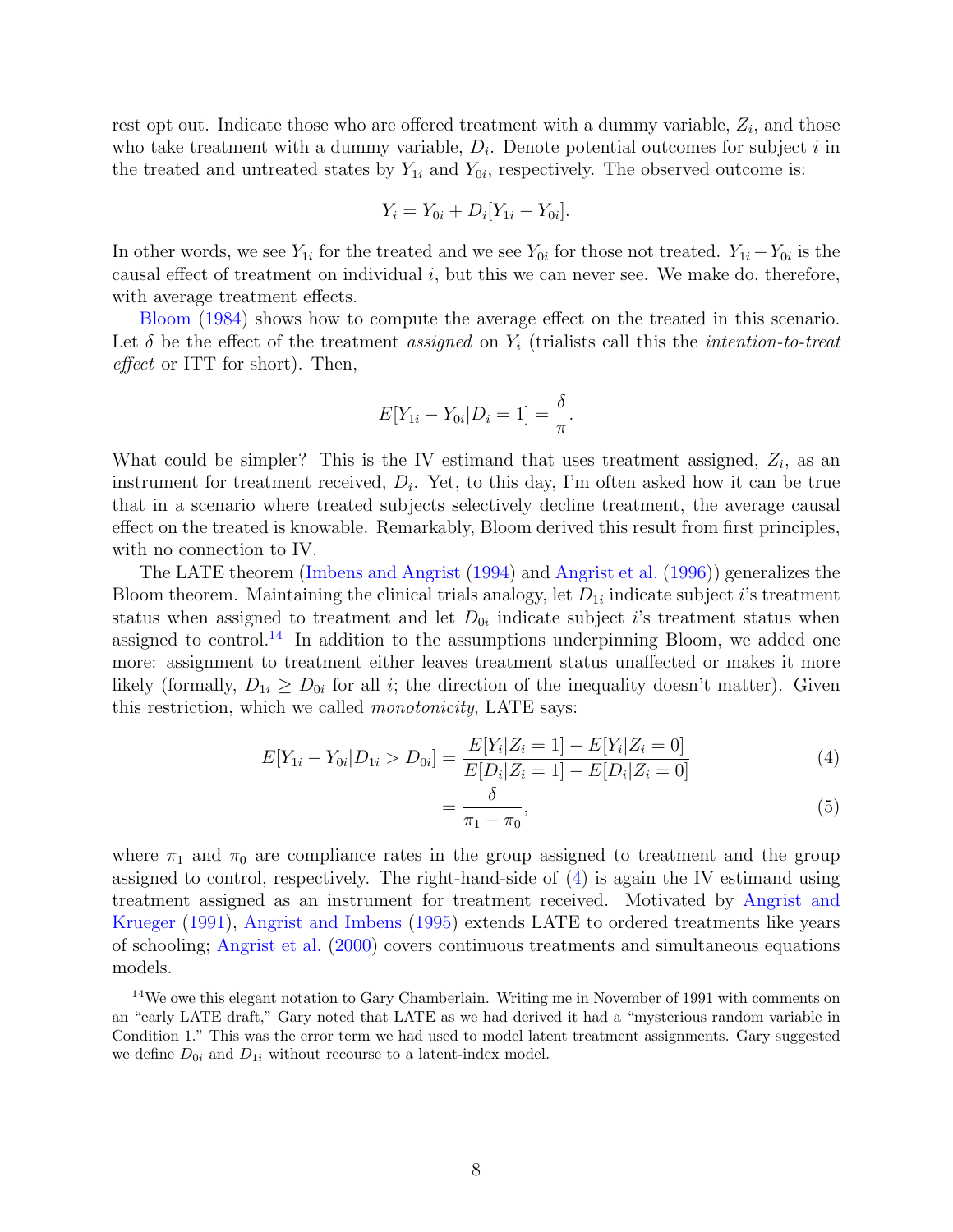rest opt out. Indicate those who are offered treatment with a dummy variable, $Z_i$, and those who take treatment with a dummy variable, $D_i$. Denote potential outcomes for subject $i$ in the treated and untreated states by $Y_{1i}$ and $Y_{0i}$, respectively. The observed outcome is:

$$Y_i = Y_{0i} + D_i[Y_{1i} - Y_{0i}].$$

In other words, we see $Y_{1i}$ for the treated and we see $Y_{0i}$ for those not treated. $Y_{1i} - Y_{0i}$ is the causal effect of treatment on individual $i$, but this we can never see. We make do, therefore, with average treatment effects.

Bloom (1984) shows how to compute the average effect on the treated in this scenario. Let $\delta$ be the effect of the treatment *assigned* on $Y_i$ (trialists call this the *intention-to-treat effect* or ITT for short). Then,

$$E[Y_{1i} - Y_{0i}|D_i = 1] = \frac{\delta}{\pi}.$$

What could be simpler? This is the IV estimand that uses treatment assigned, $Z_i$, as an instrument for treatment received, $D_i$. Yet, to this day, I'm often asked how it can be true that in a scenario where treated subjects selectively decline treatment, the average causal effect on the treated is knowable. Remarkably, Bloom derived this result from first principles, with no connection to IV.

The LATE theorem (Imbens and Angrist (1994) and Angrist et al. (1996)) generalizes the Bloom theorem. Maintaining the clinical trials analogy, let $D_{1i}$ indicate subject $i$'s treatment status when assigned to treatment and let $D_{0i}$ indicate subject $i$'s treatment status when assigned to control.[14] In addition to the assumptions underpinning Bloom, we added one more: assignment to treatment either leaves treatment status unaffected or makes it more likely (formally, $D_{1i} \geq D_{0i}$ for all $i$; the direction of the inequality doesn't matter). Given this restriction, which we called *monotonicity*, LATE says:

$$E[Y_{1i} - Y_{0i}|D_{1i} > D_{0i}] = \frac{E[Y_i|Z_i = 1] - E[Y_i|Z_i = 0]}{E[D_i|Z_i = 1] - E[D_i|Z_i = 0]} \tag{4}$$

$$= \frac{\delta}{\pi_1 - \pi_0}, \tag{5}$$

where $\pi_1$ and $\pi_0$ are compliance rates in the group assigned to treatment and the group assigned to control, respectively. The right-hand-side of (4) is again the IV estimand using treatment assigned as an instrument for treatment received. Motivated by Angrist and Krueger (1991), Angrist and Imbens (1995) extends LATE to ordered treatments like years of schooling; Angrist et al. (2000) covers continuous treatments and simultaneous equations models.

[14] We owe this elegant notation to Gary Chamberlain. Writing me in November of 1991 with comments on an "early LATE draft," Gary noted that LATE as we had derived it had a "mysterious random variable in Condition 1." This was the error term we had used to model latent treatment assignments. Gary suggested we define $D_{0i}$ and $D_{1i}$ without recourse to a latent-index model.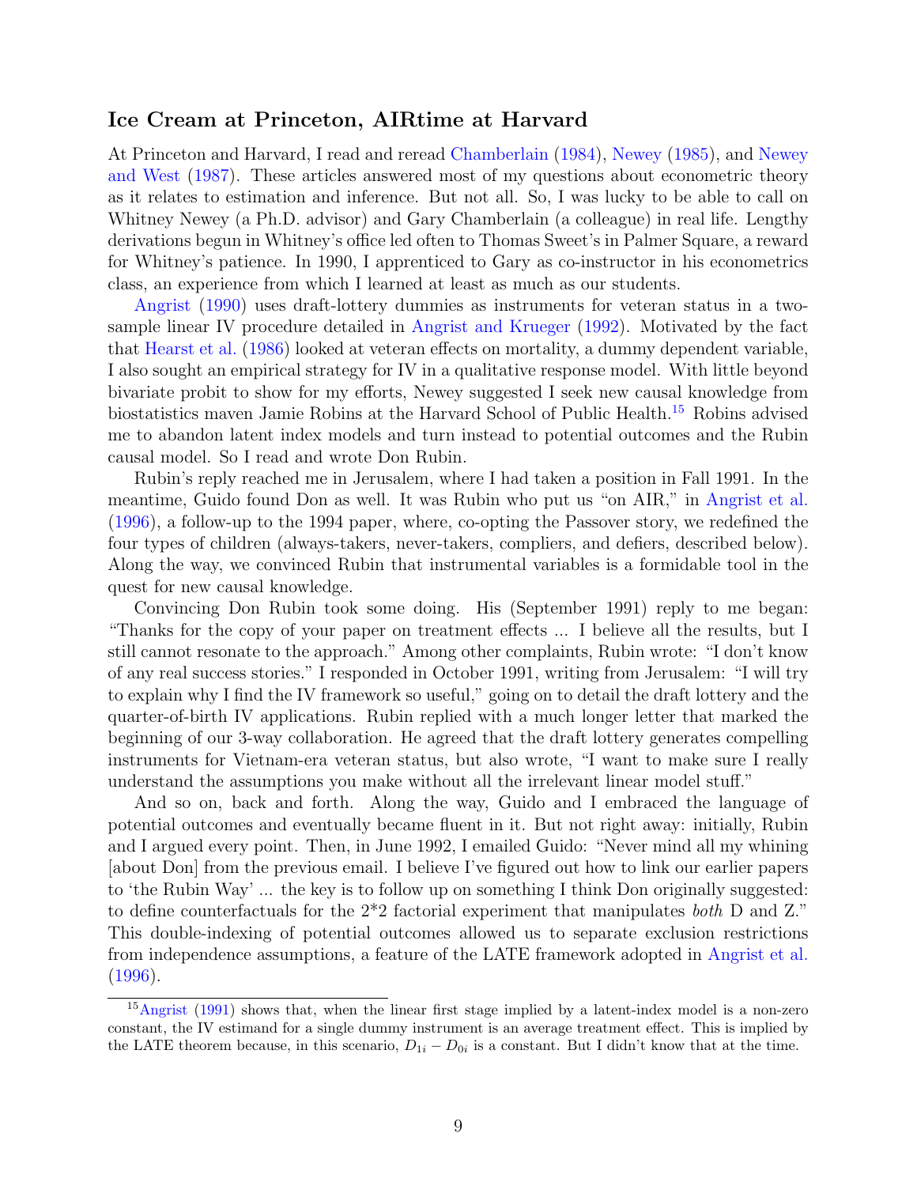## Ice Cream at Princeton, AIRtime at Harvard

At Princeton and Harvard, I read and reread Chamberlain (1984), Newey (1985), and Newey and West (1987). These articles answered most of my questions about econometric theory as it relates to estimation and inference. But not all. So, I was lucky to be able to call on Whitney Newey (a Ph.D. advisor) and Gary Chamberlain (a colleague) in real life. Lengthy derivations begun in Whitney's office led often to Thomas Sweet's in Palmer Square, a reward for Whitney's patience. In 1990, I apprenticed to Gary as co-instructor in his econometrics class, an experience from which I learned at least as much as our students.

Angrist (1990) uses draft-lottery dummies as instruments for veteran status in a two-sample linear IV procedure detailed in Angrist and Krueger (1992). Motivated by the fact that Hearst et al. (1986) looked at veteran effects on mortality, a dummy dependent variable, I also sought an empirical strategy for IV in a qualitative response model. With little beyond bivariate probit to show for my efforts, Newey suggested I seek new causal knowledge from biostatistics maven Jamie Robins at the Harvard School of Public Health.[15] Robins advised me to abandon latent index models and turn instead to potential outcomes and the Rubin causal model. So I read and wrote Don Rubin.

Rubin's reply reached me in Jerusalem, where I had taken a position in Fall 1991. In the meantime, Guido found Don as well. It was Rubin who put us "on AIR," in Angrist et al. (1996), a follow-up to the 1994 paper, where, co-opting the Passover story, we redefined the four types of children (always-takers, never-takers, compliers, and defiers, described below). Along the way, we convinced Rubin that instrumental variables is a formidable tool in the quest for new causal knowledge.

Convincing Don Rubin took some doing. His (September 1991) reply to me began: "Thanks for the copy of your paper on treatment effects ... I believe all the results, but I still cannot resonate to the approach." Among other complaints, Rubin wrote: "I don't know of any real success stories." I responded in October 1991, writing from Jerusalem: "I will try to explain why I find the IV framework so useful," going on to detail the draft lottery and the quarter-of-birth IV applications. Rubin replied with a much longer letter that marked the beginning of our 3-way collaboration. He agreed that the draft lottery generates compelling instruments for Vietnam-era veteran status, but also wrote, "I want to make sure I really understand the assumptions you make without all the irrelevant linear model stuff."

And so on, back and forth. Along the way, Guido and I embraced the language of potential outcomes and eventually became fluent in it. But not right away: initially, Rubin and I argued every point. Then, in June 1992, I emailed Guido: "Never mind all my whining [about Don] from the previous email. I believe I've figured out how to link our earlier papers to 'the Rubin Way' ... the key is to follow up on something I think Don originally suggested: to define counterfactuals for the 2*2 factorial experiment that manipulates *both* D and Z." This double-indexing of potential outcomes allowed us to separate exclusion restrictions from independence assumptions, a feature of the LATE framework adopted in Angrist et al. (1996).

[15] Angrist (1991) shows that, when the linear first stage implied by a latent-index model is a non-zero constant, the IV estimand for a single dummy instrument is an average treatment effect. This is implied by the LATE theorem because, in this scenario, $D_{1i} - D_{0i}$ is a constant. But I didn't know that at the time.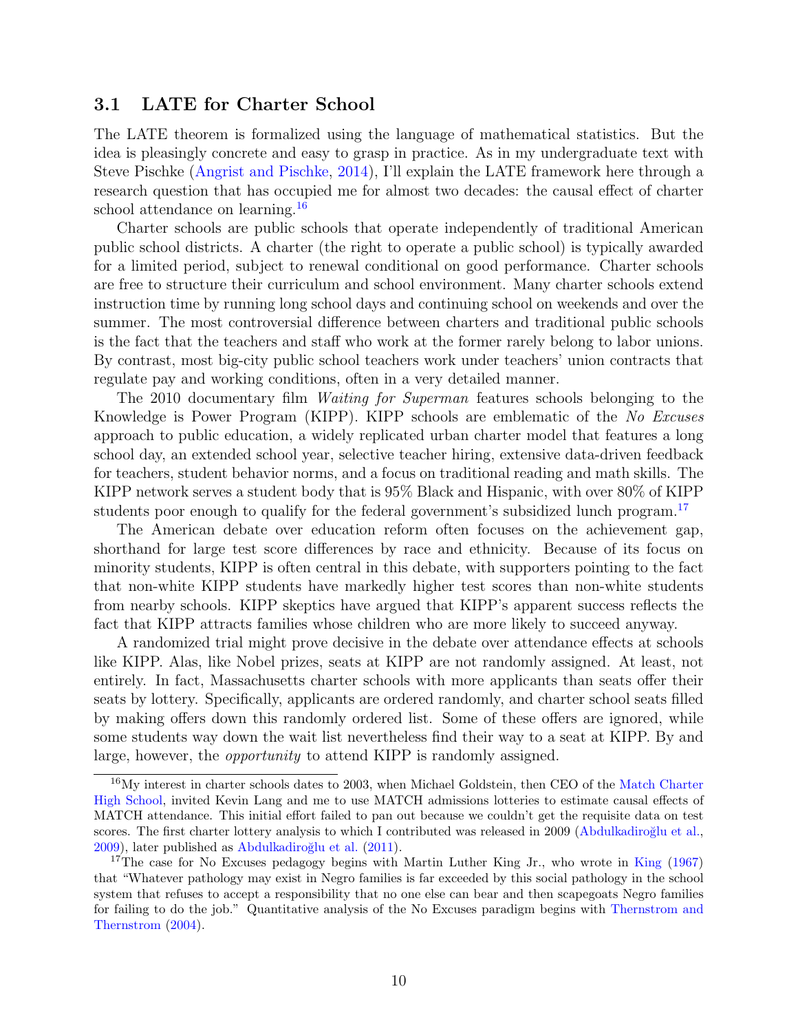### 3.1 LATE for Charter School

The LATE theorem is formalized using the language of mathematical statistics. But the idea is pleasingly concrete and easy to grasp in practice. As in my undergraduate text with Steve Pischke (Angrist and Pischke, 2014), I'll explain the LATE framework here through a research question that has occupied me for almost two decades: the causal effect of charter school attendance on learning.[16]

Charter schools are public schools that operate independently of traditional American public school districts. A charter (the right to operate a public school) is typically awarded for a limited period, subject to renewal conditional on good performance. Charter schools are free to structure their curriculum and school environment. Many charter schools extend instruction time by running long school days and continuing school on weekends and over the summer. The most controversial difference between charters and traditional public schools is the fact that the teachers and staff who work at the former rarely belong to labor unions. By contrast, most big-city public school teachers work under teachers' union contracts that regulate pay and working conditions, often in a very detailed manner.

The 2010 documentary film *Waiting for Superman* features schools belonging to the Knowledge is Power Program (KIPP). KIPP schools are emblematic of the *No Excuses* approach to public education, a widely replicated urban charter model that features a long school day, an extended school year, selective teacher hiring, extensive data-driven feedback for teachers, student behavior norms, and a focus on traditional reading and math skills. The KIPP network serves a student body that is 95% Black and Hispanic, with over 80% of KIPP students poor enough to qualify for the federal government's subsidized lunch program.[17]

The American debate over education reform often focuses on the achievement gap, shorthand for large test score differences by race and ethnicity. Because of its focus on minority students, KIPP is often central in this debate, with supporters pointing to the fact that non-white KIPP students have markedly higher test scores than non-white students from nearby schools. KIPP skeptics have argued that KIPP's apparent success reflects the fact that KIPP attracts families whose children who are more likely to succeed anyway.

A randomized trial might prove decisive in the debate over attendance effects at schools like KIPP. Alas, like Nobel prizes, seats at KIPP are not randomly assigned. At least, not entirely. In fact, Massachusetts charter schools with more applicants than seats offer their seats by lottery. Specifically, applicants are ordered randomly, and charter school seats filled by making offers down this randomly ordered list. Some of these offers are ignored, while some students way down the wait list nevertheless find their way to a seat at KIPP. By and large, however, the *opportunity* to attend KIPP is randomly assigned.

---

[16] My interest in charter schools dates to 2003, when Michael Goldstein, then CEO of the Match Charter High School, invited Kevin Lang and me to use MATCH admissions lotteries to estimate causal effects of MATCH attendance. This initial effort failed to pan out because we couldn't get the requisite data on test scores. The first charter lottery analysis to which I contributed was released in 2009 (Abdulkadiroğlu et al., 2009), later published as Abdulkadiroğlu et al. (2011).

[17] The case for No Excuses pedagogy begins with Martin Luther King Jr., who wrote in King (1967) that "Whatever pathology may exist in Negro families is far exceeded by this social pathology in the school system that refuses to accept a responsibility that no one else can bear and then scapegoats Negro families for failing to do the job." Quantitative analysis of the No Excuses paradigm begins with Thernstrom and Thernstrom (2004).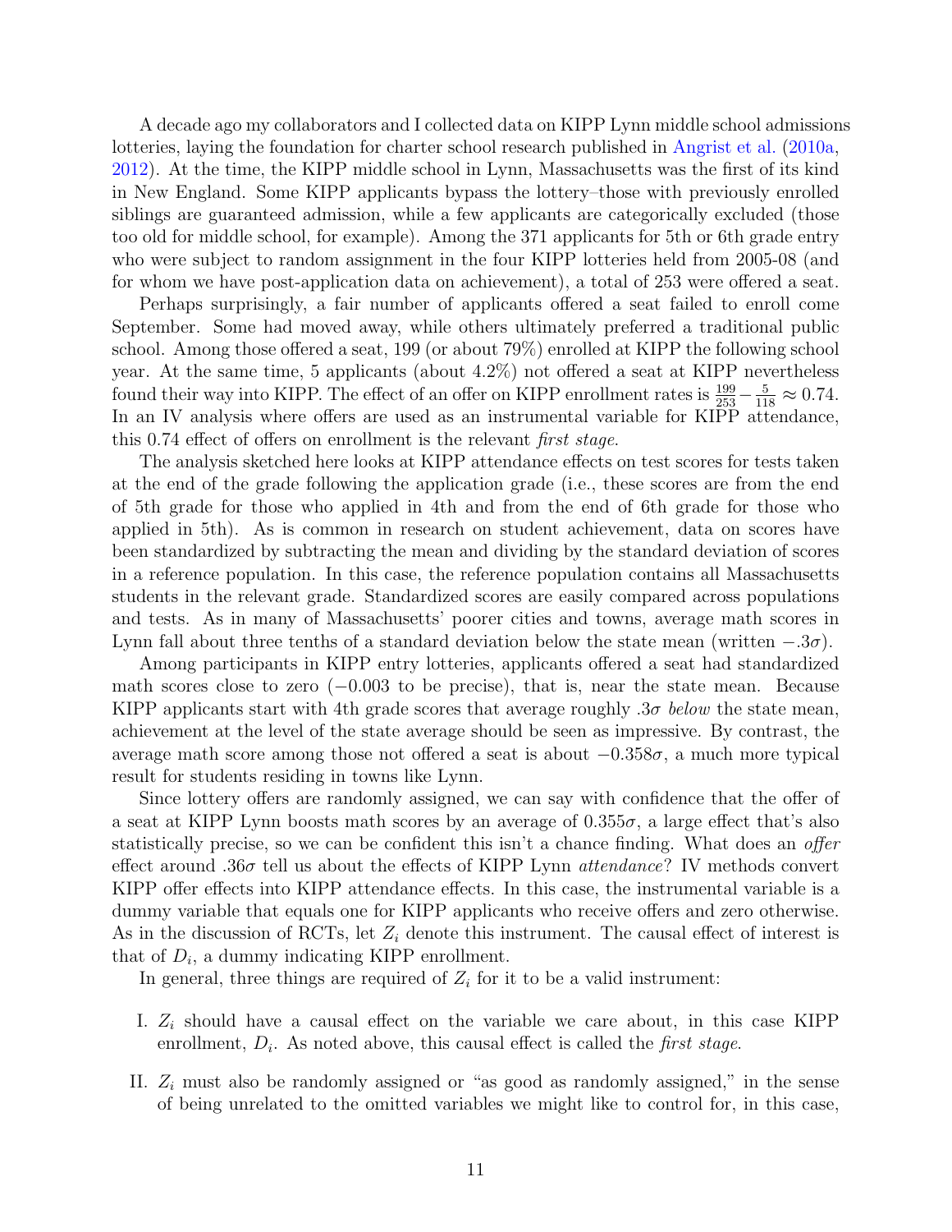A decade ago my collaborators and I collected data on KIPP Lynn middle school admissions lotteries, laying the foundation for charter school research published in Angrist et al. (2010a, 2012). At the time, the KIPP middle school in Lynn, Massachusetts was the first of its kind in New England. Some KIPP applicants bypass the lottery–those with previously enrolled siblings are guaranteed admission, while a few applicants are categorically excluded (those too old for middle school, for example). Among the 371 applicants for 5th or 6th grade entry who were subject to random assignment in the four KIPP lotteries held from 2005-08 (and for whom we have post-application data on achievement), a total of 253 were offered a seat.

Perhaps surprisingly, a fair number of applicants offered a seat failed to enroll come September. Some had moved away, while others ultimately preferred a traditional public school. Among those offered a seat, 199 (or about 79%) enrolled at KIPP the following school year. At the same time, 5 applicants (about 4.2%) not offered a seat at KIPP nevertheless found their way into KIPP. The effect of an offer on KIPP enrollment rates is $\frac{199}{253} - \frac{5}{118} \approx 0.74$. In an IV analysis where offers are used as an instrumental variable for KIPP attendance, this 0.74 effect of offers on enrollment is the relevant *first stage*.

The analysis sketched here looks at KIPP attendance effects on test scores for tests taken at the end of the grade following the application grade (i.e., these scores are from the end of 5th grade for those who applied in 4th and from the end of 6th grade for those who applied in 5th). As is common in research on student achievement, data on scores have been standardized by subtracting the mean and dividing by the standard deviation of scores in a reference population. In this case, the reference population contains all Massachusetts students in the relevant grade. Standardized scores are easily compared across populations and tests. As in many of Massachusetts' poorer cities and towns, average math scores in Lynn fall about three tenths of a standard deviation below the state mean (written $-.3\sigma$).

Among participants in KIPP entry lotteries, applicants offered a seat had standardized math scores close to zero ($-0.003$ to be precise), that is, near the state mean. Because KIPP applicants start with 4th grade scores that average roughly $.3\sigma$ *below* the state mean, achievement at the level of the state average should be seen as impressive. By contrast, the average math score among those not offered a seat is about $-0.358\sigma$, a much more typical result for students residing in towns like Lynn.

Since lottery offers are randomly assigned, we can say with confidence that the offer of a seat at KIPP Lynn boosts math scores by an average of $0.355\sigma$, a large effect that's also statistically precise, so we can be confident this isn't a chance finding. What does an *offer* effect around $.36\sigma$ tell us about the effects of KIPP Lynn *attendance*? IV methods convert KIPP offer effects into KIPP attendance effects. In this case, the instrumental variable is a dummy variable that equals one for KIPP applicants who receive offers and zero otherwise. As in the discussion of RCTs, let $Z_i$ denote this instrument. The causal effect of interest is that of $D_i$, a dummy indicating KIPP enrollment.

In general, three things are required of $Z_i$ for it to be a valid instrument:

I. $Z_i$ should have a causal effect on the variable we care about, in this case KIPP enrollment, $D_i$. As noted above, this causal effect is called the *first stage*.

II. $Z_i$ must also be randomly assigned or "as good as randomly assigned," in the sense of being unrelated to the omitted variables we might like to control for, in this case,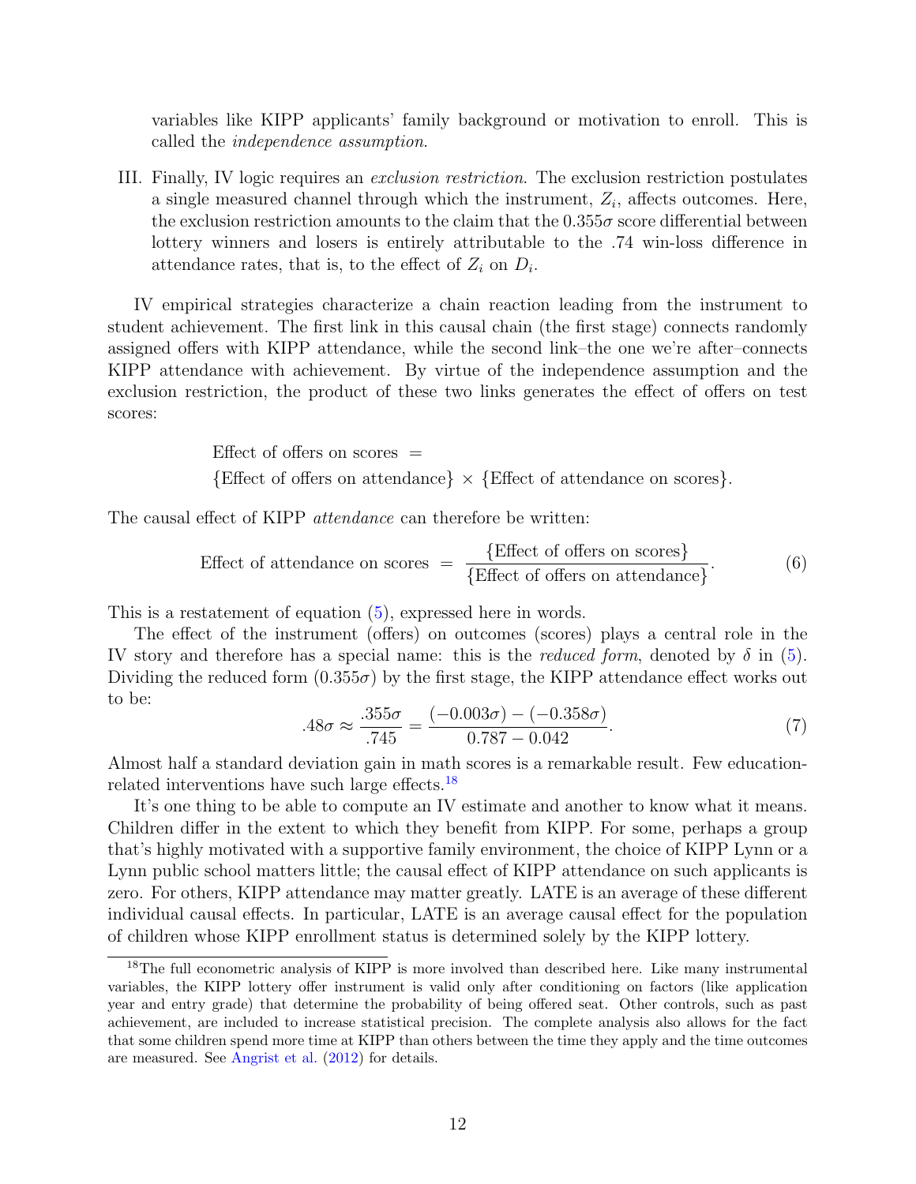variables like KIPP applicants' family background or motivation to enroll. This is called the *independence assumption*.

III. Finally, IV logic requires an *exclusion restriction*. The exclusion restriction postulates a single measured channel through which the instrument, $Z_i$, affects outcomes. Here, the exclusion restriction amounts to the claim that the $0.355\sigma$ score differential between lottery winners and losers is entirely attributable to the .74 win-loss difference in attendance rates, that is, to the effect of $Z_i$ on $D_i$.

IV empirical strategies characterize a chain reaction leading from the instrument to student achievement. The first link in this causal chain (the first stage) connects randomly assigned offers with KIPP attendance, while the second link–the one we're after–connects KIPP attendance with achievement. By virtue of the independence assumption and the exclusion restriction, the product of these two links generates the effect of offers on test scores:

$$\text{Effect of offers on scores} = \{\text{Effect of offers on attendance}\} \times \{\text{Effect of attendance on scores}\}.$$

The causal effect of KIPP *attendance* can therefore be written:

$$\text{Effect of attendance on scores} = \frac{\{\text{Effect of offers on scores}\}}{\{\text{Effect of offers on attendance}\}}. \tag{6}$$

This is a restatement of equation (5), expressed here in words.

The effect of the instrument (offers) on outcomes (scores) plays a central role in the IV story and therefore has a special name: this is the *reduced form*, denoted by $\delta$ in (5). Dividing the reduced form ($0.355\sigma$) by the first stage, the KIPP attendance effect works out to be:

$$.48\sigma \approx \frac{.355\sigma}{.745} = \frac{(-0.003\sigma) - (-0.358\sigma)}{0.787 - 0.042}. \tag{7}$$

Almost half a standard deviation gain in math scores is a remarkable result. Few education-related interventions have such large effects.[18]

It's one thing to be able to compute an IV estimate and another to know what it means. Children differ in the extent to which they benefit from KIPP. For some, perhaps a group that's highly motivated with a supportive family environment, the choice of KIPP Lynn or a Lynn public school matters little; the causal effect of KIPP attendance on such applicants is zero. For others, KIPP attendance may matter greatly. LATE is an average of these different individual causal effects. In particular, LATE is an average causal effect for the population of children whose KIPP enrollment status is determined solely by the KIPP lottery.

[18] The full econometric analysis of KIPP is more involved than described here. Like many instrumental variables, the KIPP lottery offer instrument is valid only after conditioning on factors (like application year and entry grade) that determine the probability of being offered seat. Other controls, such as past achievement, are included to increase statistical precision. The complete analysis also allows for the fact that some children spend more time at KIPP than others between the time they apply and the time outcomes are measured. See Angrist et al. (2012) for details.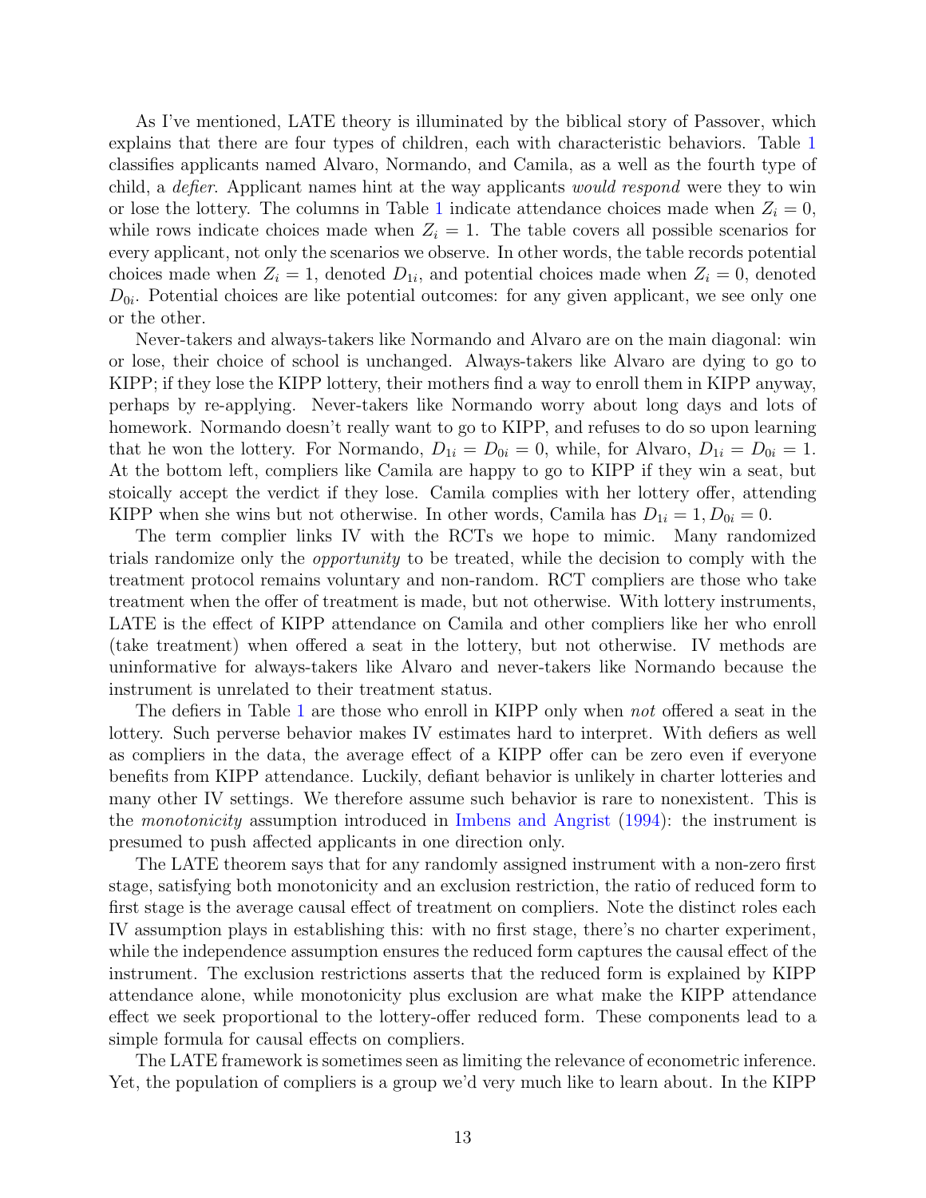As I've mentioned, LATE theory is illuminated by the biblical story of Passover, which explains that there are four types of children, each with characteristic behaviors. Table 1 classifies applicants named Alvaro, Normando, and Camila, as a well as the fourth type of child, a *defier*. Applicant names hint at the way applicants *would respond* were they to win or lose the lottery. The columns in Table 1 indicate attendance choices made when $Z_i = 0$, while rows indicate choices made when $Z_i = 1$. The table covers all possible scenarios for every applicant, not only the scenarios we observe. In other words, the table records potential choices made when $Z_i = 1$, denoted $D_{1i}$, and potential choices made when $Z_i = 0$, denoted $D_{0i}$. Potential choices are like potential outcomes: for any given applicant, we see only one or the other.

Never-takers and always-takers like Normando and Alvaro are on the main diagonal: win or lose, their choice of school is unchanged. Always-takers like Alvaro are dying to go to KIPP; if they lose the KIPP lottery, their mothers find a way to enroll them in KIPP anyway, perhaps by re-applying. Never-takers like Normando worry about long days and lots of homework. Normando doesn't really want to go to KIPP, and refuses to do so upon learning that he won the lottery. For Normando, $D_{1i} = D_{0i} = 0$, while, for Alvaro, $D_{1i} = D_{0i} = 1$. At the bottom left, compliers like Camila are happy to go to KIPP if they win a seat, but stoically accept the verdict if they lose. Camila complies with her lottery offer, attending KIPP when she wins but not otherwise. In other words, Camila has $D_{1i} = 1, D_{0i} = 0$.

The term complier links IV with the RCTs we hope to mimic. Many randomized trials randomize only the *opportunity* to be treated, while the decision to comply with the treatment protocol remains voluntary and non-random. RCT compliers are those who take treatment when the offer of treatment is made, but not otherwise. With lottery instruments, LATE is the effect of KIPP attendance on Camila and other compliers like her who enroll (take treatment) when offered a seat in the lottery, but not otherwise. IV methods are uninformative for always-takers like Alvaro and never-takers like Normando because the instrument is unrelated to their treatment status.

The defiers in Table 1 are those who enroll in KIPP only when *not* offered a seat in the lottery. Such perverse behavior makes IV estimates hard to interpret. With defiers as well as compliers in the data, the average effect of a KIPP offer can be zero even if everyone benefits from KIPP attendance. Luckily, defiant behavior is unlikely in charter lotteries and many other IV settings. We therefore assume such behavior is rare to nonexistent. This is the *monotonicity* assumption introduced in Imbens and Angrist (1994): the instrument is presumed to push affected applicants in one direction only.

The LATE theorem says that for any randomly assigned instrument with a non-zero first stage, satisfying both monotonicity and an exclusion restriction, the ratio of reduced form to first stage is the average causal effect of treatment on compliers. Note the distinct roles each IV assumption plays in establishing this: with no first stage, there's no charter experiment, while the independence assumption ensures the reduced form captures the causal effect of the instrument. The exclusion restrictions asserts that the reduced form is explained by KIPP attendance alone, while monotonicity plus exclusion are what make the KIPP attendance effect we seek proportional to the lottery-offer reduced form. These components lead to a simple formula for causal effects on compliers.

The LATE framework is sometimes seen as limiting the relevance of econometric inference. Yet, the population of compliers is a group we'd very much like to learn about. In the KIPP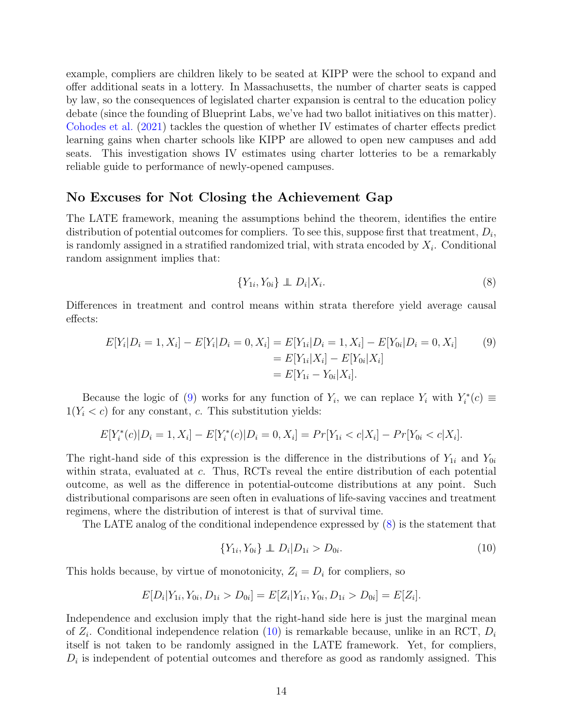example, compliers are children likely to be seated at KIPP were the school to expand and offer additional seats in a lottery. In Massachusetts, the number of charter seats is capped by law, so the consequences of legislated charter expansion is central to the education policy debate (since the founding of Blueprint Labs, we've had two ballot initiatives on this matter). Cohodes et al. (2021) tackles the question of whether IV estimates of charter effects predict learning gains when charter schools like KIPP are allowed to open new campuses and add seats. This investigation shows IV estimates using charter lotteries to be a remarkably reliable guide to performance of newly-opened campuses.

## No Excuses for Not Closing the Achievement Gap

The LATE framework, meaning the assumptions behind the theorem, identifies the entire distribution of potential outcomes for compliers. To see this, suppose first that treatment, $D_i$, is randomly assigned in a stratified randomized trial, with strata encoded by $X_i$. Conditional random assignment implies that:

$$\{Y_{1i}, Y_{0i}\} \perp\!\!\!\perp D_i | X_i. \tag{8}$$

Differences in treatment and control means within strata therefore yield average causal effects:

$$\begin{aligned}
E[Y_i|D_i = 1, X_i] - E[Y_i|D_i = 0, X_i] &= E[Y_{1i}|D_i = 1, X_i] - E[Y_{0i}|D_i = 0, X_i] \\
&= E[Y_{1i}|X_i] - E[Y_{0i}|X_i] \\
&= E[Y_{1i} - Y_{0i}|X_i].
\end{aligned} \tag{9}$$

Because the logic of (9) works for any function of $Y_i$, we can replace $Y_i$ with $Y_i^*(c) \equiv 1(Y_i < c)$ for any constant, $c$. This substitution yields:

$$E[Y_i^*(c)|D_i = 1, X_i] - E[Y_i^*(c)|D_i = 0, X_i] = Pr[Y_{1i} < c|X_i] - Pr[Y_{0i} < c|X_i].$$

The right-hand side of this expression is the difference in the distributions of $Y_{1i}$ and $Y_{0i}$ within strata, evaluated at $c$. Thus, RCTs reveal the entire distribution of each potential outcome, as well as the difference in potential-outcome distributions at any point. Such distributional comparisons are seen often in evaluations of life-saving vaccines and treatment regimens, where the distribution of interest is that of survival time.

The LATE analog of the conditional independence expressed by (8) is the statement that

$$\{Y_{1i}, Y_{0i}\} \perp\!\!\!\perp D_i | D_{1i} > D_{0i}. \tag{10}$$

This holds because, by virtue of monotonicity, $Z_i = D_i$ for compliers, so

$$E[D_i|Y_{1i}, Y_{0i}, D_{1i} > D_{0i}] = E[Z_i|Y_{1i}, Y_{0i}, D_{1i} > D_{0i}] = E[Z_i].$$

Independence and exclusion imply that the right-hand side here is just the marginal mean of $Z_i$. Conditional independence relation (10) is remarkable because, unlike in an RCT, $D_i$ itself is not taken to be randomly assigned in the LATE framework. Yet, for compliers, $D_i$ is independent of potential outcomes and therefore as good as randomly assigned. This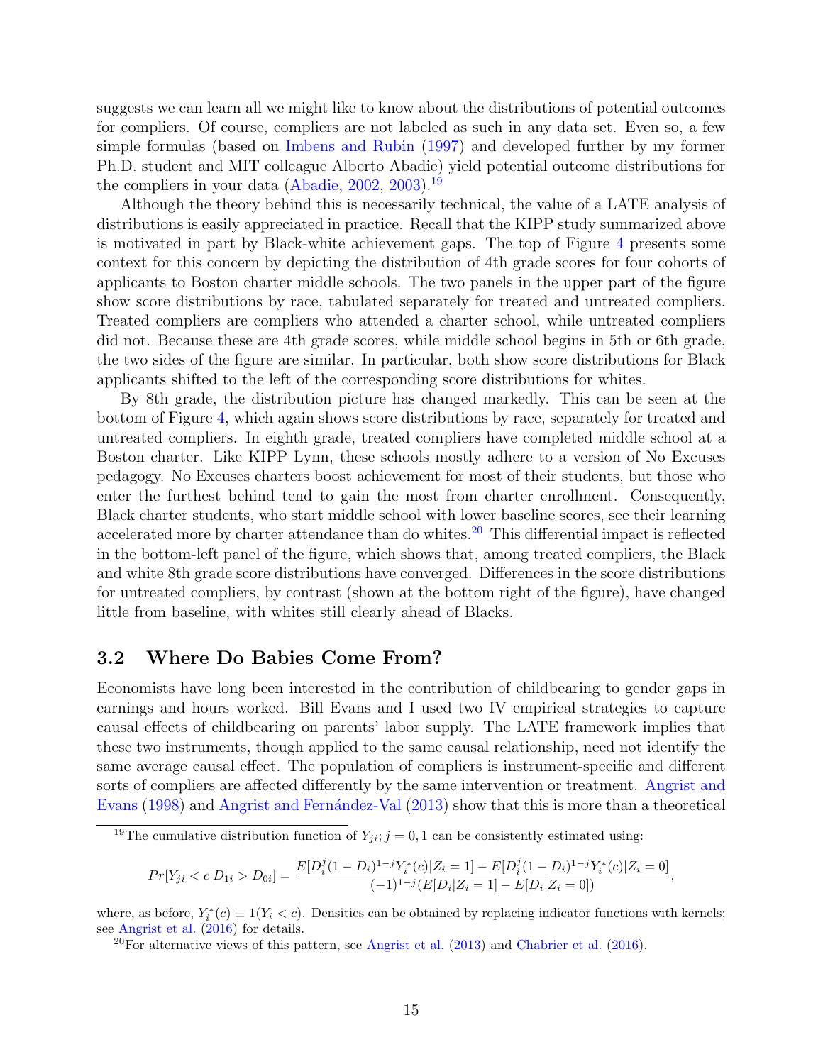suggests we can learn all we might like to know about the distributions of potential outcomes for compliers. Of course, compliers are not labeled as such in any data set. Even so, a few simple formulas (based on Imbens and Rubin (1997) and developed further by my former Ph.D. student and MIT colleague Alberto Abadie) yield potential outcome distributions for the compliers in your data (Abadie, 2002, 2003).[19]

Although the theory behind this is necessarily technical, the value of a LATE analysis of distributions is easily appreciated in practice. Recall that the KIPP study summarized above is motivated in part by Black-white achievement gaps. The top of Figure 4 presents some context for this concern by depicting the distribution of 4th grade scores for four cohorts of applicants to Boston charter middle schools. The two panels in the upper part of the figure show score distributions by race, tabulated separately for treated and untreated compliers. Treated compliers are compliers who attended a charter school, while untreated compliers did not. Because these are 4th grade scores, while middle school begins in 5th or 6th grade, the two sides of the figure are similar. In particular, both show score distributions for Black applicants shifted to the left of the corresponding score distributions for whites.

By 8th grade, the distribution picture has changed markedly. This can be seen at the bottom of Figure 4, which again shows score distributions by race, separately for treated and untreated compliers. In eighth grade, treated compliers have completed middle school at a Boston charter. Like KIPP Lynn, these schools mostly adhere to a version of No Excuses pedagogy. No Excuses charters boost achievement for most of their students, but those who enter the furthest behind tend to gain the most from charter enrollment. Consequently, Black charter students, who start middle school with lower baseline scores, see their learning accelerated more by charter attendance than do whites.[20] This differential impact is reflected in the bottom-left panel of the figure, which shows that, among treated compliers, the Black and white 8th grade score distributions have converged. Differences in the score distributions for untreated compliers, by contrast (shown at the bottom right of the figure), have changed little from baseline, with whites still clearly ahead of Blacks.

## 3.2 Where Do Babies Come From?

Economists have long been interested in the contribution of childbearing to gender gaps in earnings and hours worked. Bill Evans and I used two IV empirical strategies to capture causal effects of childbearing on parents' labor supply. The LATE framework implies that these two instruments, though applied to the same causal relationship, need not identify the same average causal effect. The population of compliers is instrument-specific and different sorts of compliers are affected differently by the same intervention or treatment. Angrist and Evans (1998) and Angrist and Fernández-Val (2013) show that this is more than a theoretical

---

[19] The cumulative distribution function of $Y_{ji}; j = 0, 1$ can be consistently estimated using:

$$Pr[Y_{ji} < c | D_{1i} > D_{0i}] = \frac{E[D_i^j (1 - D_i)^{1-j} Y_i^*(c) | Z_i = 1] - E[D_i^j (1 - D_i)^{1-j} Y_i^*(c) | Z_i = 0]}{(-1)^{1-j}(E[D_i | Z_i = 1] - E[D_i | Z_i = 0])},$$

where, as before, $Y_i^*(c) \equiv 1(Y_i < c)$. Densities can be obtained by replacing indicator functions with kernels; see Angrist et al. (2016) for details.

[20] For alternative views of this pattern, see Angrist et al. (2013) and Chabrier et al. (2016).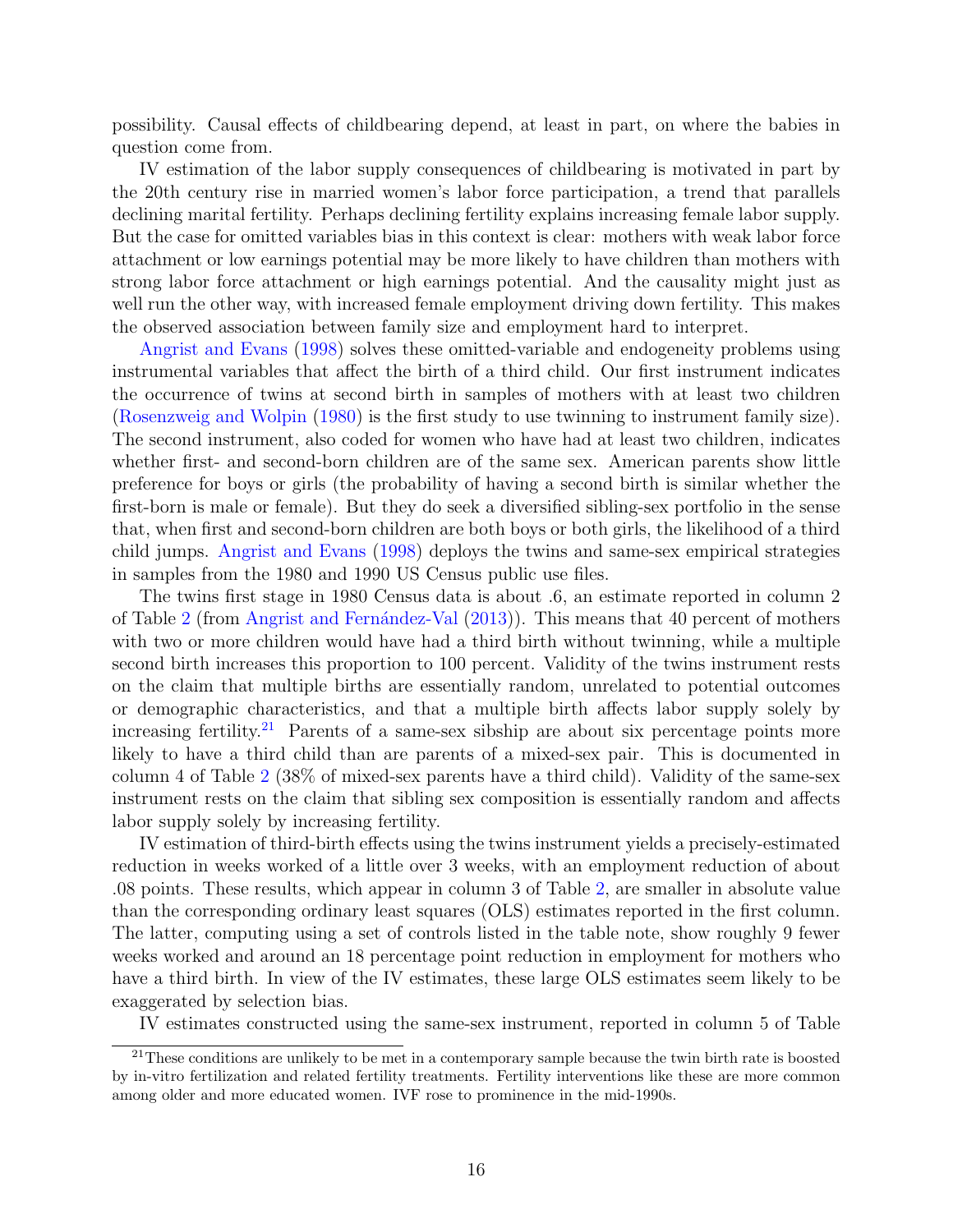possibility. Causal effects of childbearing depend, at least in part, on where the babies in question come from.

IV estimation of the labor supply consequences of childbearing is motivated in part by the 20th century rise in married women's labor force participation, a trend that parallels declining marital fertility. Perhaps declining fertility explains increasing female labor supply. But the case for omitted variables bias in this context is clear: mothers with weak labor force attachment or low earnings potential may be more likely to have children than mothers with strong labor force attachment or high earnings potential. And the causality might just as well run the other way, with increased female employment driving down fertility. This makes the observed association between family size and employment hard to interpret.

Angrist and Evans (1998) solves these omitted-variable and endogeneity problems using instrumental variables that affect the birth of a third child. Our first instrument indicates the occurrence of twins at second birth in samples of mothers with at least two children (Rosenzweig and Wolpin (1980) is the first study to use twinning to instrument family size). The second instrument, also coded for women who have had at least two children, indicates whether first- and second-born children are of the same sex. American parents show little preference for boys or girls (the probability of having a second birth is similar whether the first-born is male or female). But they do seek a diversified sibling-sex portfolio in the sense that, when first and second-born children are both boys or both girls, the likelihood of a third child jumps. Angrist and Evans (1998) deploys the twins and same-sex empirical strategies in samples from the 1980 and 1990 US Census public use files.

The twins first stage in 1980 Census data is about .6, an estimate reported in column 2 of Table 2 (from Angrist and Fernández-Val (2013)). This means that 40 percent of mothers with two or more children would have had a third birth without twinning, while a multiple second birth increases this proportion to 100 percent. Validity of the twins instrument rests on the claim that multiple births are essentially random, unrelated to potential outcomes or demographic characteristics, and that a multiple birth affects labor supply solely by increasing fertility.[21] Parents of a same-sex sibship are about six percentage points more likely to have a third child than are parents of a mixed-sex pair. This is documented in column 4 of Table 2 (38% of mixed-sex parents have a third child). Validity of the same-sex instrument rests on the claim that sibling sex composition is essentially random and affects labor supply solely by increasing fertility.

IV estimation of third-birth effects using the twins instrument yields a precisely-estimated reduction in weeks worked of a little over 3 weeks, with an employment reduction of about .08 points. These results, which appear in column 3 of Table 2, are smaller in absolute value than the corresponding ordinary least squares (OLS) estimates reported in the first column. The latter, computing using a set of controls listed in the table note, show roughly 9 fewer weeks worked and around an 18 percentage point reduction in employment for mothers who have a third birth. In view of the IV estimates, these large OLS estimates seem likely to be exaggerated by selection bias.

IV estimates constructed using the same-sex instrument, reported in column 5 of Table

[21] These conditions are unlikely to be met in a contemporary sample because the twin birth rate is boosted by in-vitro fertilization and related fertility treatments. Fertility interventions like these are more common among older and more educated women. IVF rose to prominence in the mid-1990s.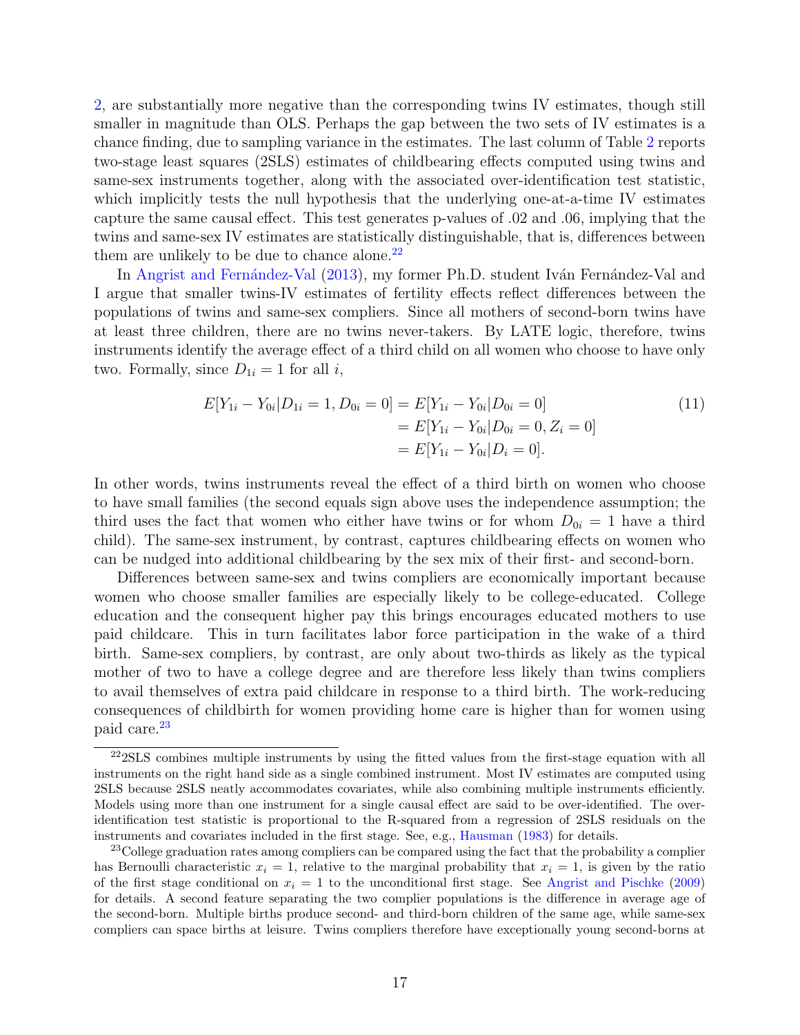2, are substantially more negative than the corresponding twins IV estimates, though still smaller in magnitude than OLS. Perhaps the gap between the two sets of IV estimates is a chance finding, due to sampling variance in the estimates. The last column of Table 2 reports two-stage least squares (2SLS) estimates of childbearing effects computed using twins and same-sex instruments together, along with the associated over-identification test statistic, which implicitly tests the null hypothesis that the underlying one-at-a-time IV estimates capture the same causal effect. This test generates p-values of .02 and .06, implying that the twins and same-sex IV estimates are statistically distinguishable, that is, differences between them are unlikely to be due to chance alone.[22]

In Angrist and Fernández-Val (2013), my former Ph.D. student Iván Fernández-Val and I argue that smaller twins-IV estimates of fertility effects reflect differences between the populations of twins and same-sex compliers. Since all mothers of second-born twins have at least three children, there are no twins never-takers. By LATE logic, therefore, twins instruments identify the average effect of a third child on all women who choose to have only two. Formally, since $D_{1i} = 1$ for all $i$,

$$\begin{aligned} E[Y_{1i} - Y_{0i} | D_{1i} = 1, D_{0i} = 0] &= E[Y_{1i} - Y_{0i} | D_{0i} = 0] \\ &= E[Y_{1i} - Y_{0i} | D_{0i} = 0, Z_i = 0] \\ &= E[Y_{1i} - Y_{0i} | D_i = 0]. \end{aligned} \tag{11}$$

In other words, twins instruments reveal the effect of a third birth on women who choose to have small families (the second equals sign above uses the independence assumption; the third uses the fact that women who either have twins or for whom $D_{0i} = 1$ have a third child). The same-sex instrument, by contrast, captures childbearing effects on women who can be nudged into additional childbearing by the sex mix of their first- and second-born.

Differences between same-sex and twins compliers are economically important because women who choose smaller families are especially likely to be college-educated. College education and the consequent higher pay this brings encourages educated mothers to use paid childcare. This in turn facilitates labor force participation in the wake of a third birth. Same-sex compliers, by contrast, are only about two-thirds as likely as the typical mother of two to have a college degree and are therefore less likely than twins compliers to avail themselves of extra paid childcare in response to a third birth. The work-reducing consequences of childbirth for women providing home care is higher than for women using paid care.[23]

[22] 2SLS combines multiple instruments by using the fitted values from the first-stage equation with all instruments on the right hand side as a single combined instrument. Most IV estimates are computed using 2SLS because 2SLS neatly accommodates covariates, while also combining multiple instruments efficiently. Models using more than one instrument for a single causal effect are said to be over-identified. The over-identification test statistic is proportional to the R-squared from a regression of 2SLS residuals on the instruments and covariates included in the first stage. See, e.g., Hausman (1983) for details.

[23] College graduation rates among compliers can be compared using the fact that the probability a complier has Bernoulli characteristic $x_i = 1$, relative to the marginal probability that $x_i = 1$, is given by the ratio of the first stage conditional on $x_i = 1$ to the unconditional first stage. See Angrist and Pischke (2009) for details. A second feature separating the two complier populations is the difference in average age of the second-born. Multiple births produce second- and third-born children of the same age, while same-sex compliers can space births at leisure. Twins compliers therefore have exceptionally young second-borns at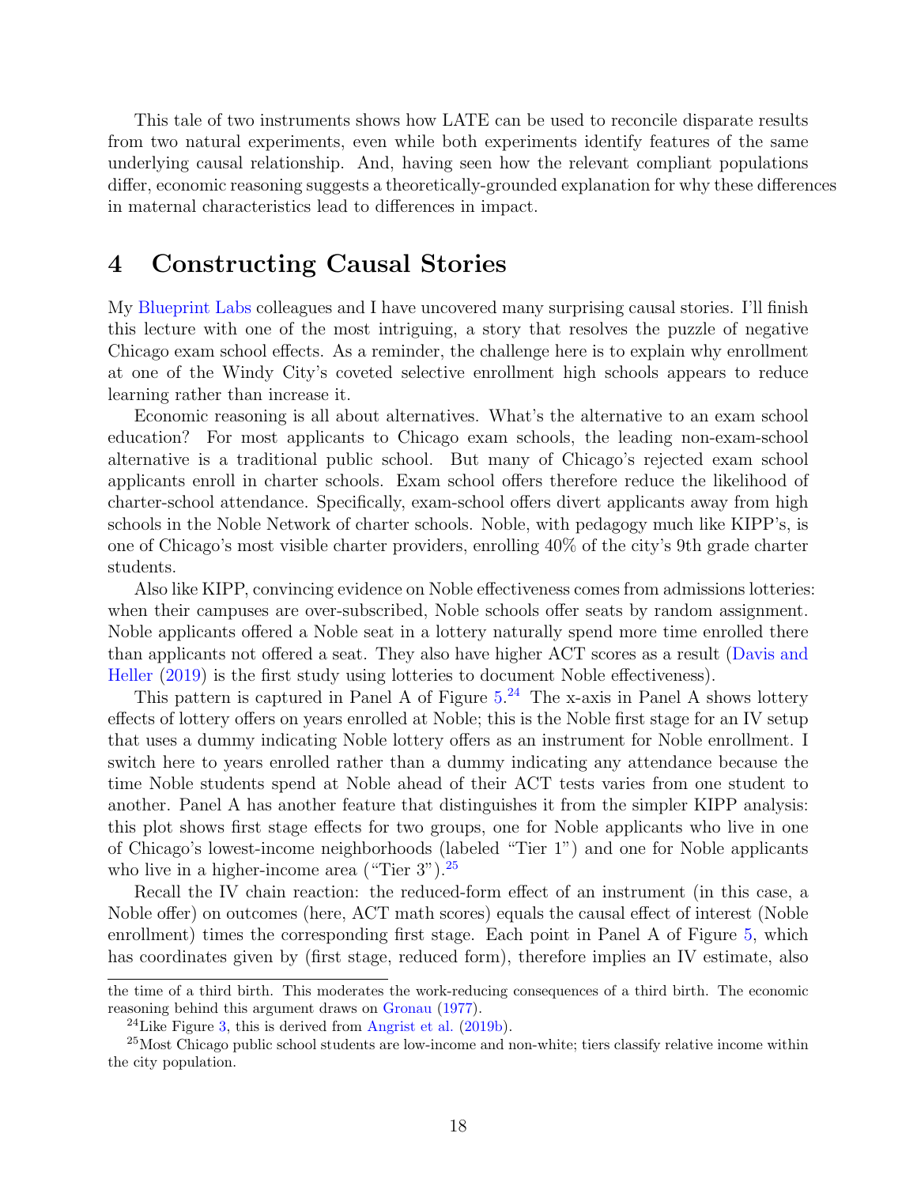This tale of two instruments shows how LATE can be used to reconcile disparate results from two natural experiments, even while both experiments identify features of the same underlying causal relationship. And, having seen how the relevant compliant populations differ, economic reasoning suggests a theoretically-grounded explanation for why these differences in maternal characteristics lead to differences in impact.

# 4 Constructing Causal Stories

My Blueprint Labs colleagues and I have uncovered many surprising causal stories. I'll finish this lecture with one of the most intriguing, a story that resolves the puzzle of negative Chicago exam school effects. As a reminder, the challenge here is to explain why enrollment at one of the Windy City's coveted selective enrollment high schools appears to reduce learning rather than increase it.

Economic reasoning is all about alternatives. What's the alternative to an exam school education? For most applicants to Chicago exam schools, the leading non-exam-school alternative is a traditional public school. But many of Chicago's rejected exam school applicants enroll in charter schools. Exam school offers therefore reduce the likelihood of charter-school attendance. Specifically, exam-school offers divert applicants away from high schools in the Noble Network of charter schools. Noble, with pedagogy much like KIPP's, is one of Chicago's most visible charter providers, enrolling 40% of the city's 9th grade charter students.

Also like KIPP, convincing evidence on Noble effectiveness comes from admissions lotteries: when their campuses are over-subscribed, Noble schools offer seats by random assignment. Noble applicants offered a Noble seat in a lottery naturally spend more time enrolled there than applicants not offered a seat. They also have higher ACT scores as a result (Davis and Heller (2019) is the first study using lotteries to document Noble effectiveness).

This pattern is captured in Panel A of Figure 5.[24] The x-axis in Panel A shows lottery effects of lottery offers on years enrolled at Noble; this is the Noble first stage for an IV setup that uses a dummy indicating Noble lottery offers as an instrument for Noble enrollment. I switch here to years enrolled rather than a dummy indicating any attendance because the time Noble students spend at Noble ahead of their ACT tests varies from one student to another. Panel A has another feature that distinguishes it from the simpler KIPP analysis: this plot shows first stage effects for two groups, one for Noble applicants who live in one of Chicago's lowest-income neighborhoods (labeled "Tier 1") and one for Noble applicants who live in a higher-income area ("Tier 3").[25]

Recall the IV chain reaction: the reduced-form effect of an instrument (in this case, a Noble offer) on outcomes (here, ACT math scores) equals the causal effect of interest (Noble enrollment) times the corresponding first stage. Each point in Panel A of Figure 5, which has coordinates given by (first stage, reduced form), therefore implies an IV estimate, also

---

the time of a third birth. This moderates the work-reducing consequences of a third birth. The economic reasoning behind this argument draws on Gronau (1977).

[24]Like Figure 3, this is derived from Angrist et al. (2019b).

[25]Most Chicago public school students are low-income and non-white; tiers classify relative income within the city population.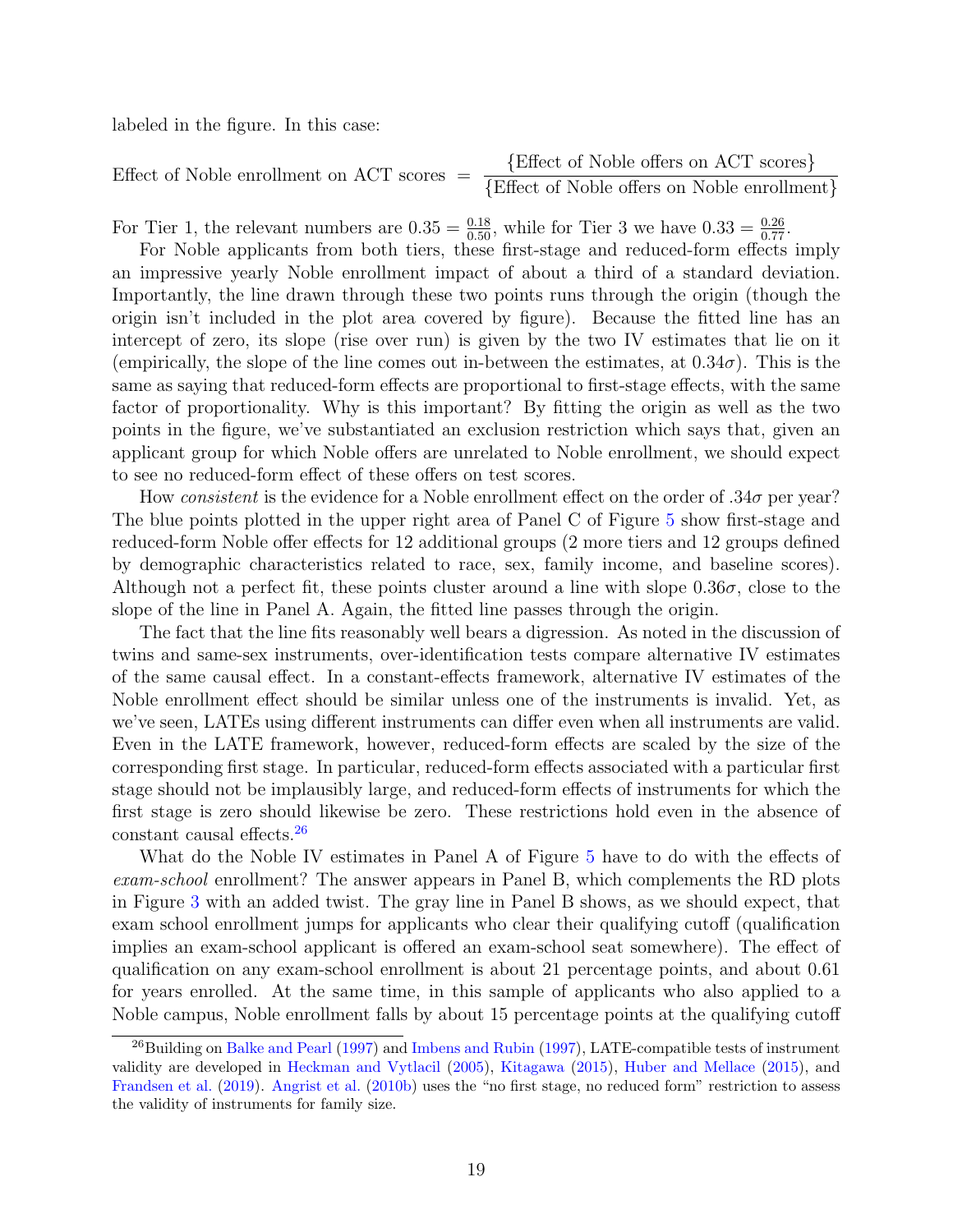labeled in the figure. In this case:

$$\text{Effect of Noble enrollment on ACT scores} = \frac{\{\text{Effect of Noble offers on ACT scores}\}}{\{\text{Effect of Noble offers on Noble enrollment}\}}$$

For Tier 1, the relevant numbers are $0.35 = \frac{0.18}{0.50}$, while for Tier 3 we have $0.33 = \frac{0.26}{0.77}$.

For Noble applicants from both tiers, these first-stage and reduced-form effects imply an impressive yearly Noble enrollment impact of about a third of a standard deviation. Importantly, the line drawn through these two points runs through the origin (though the origin isn't included in the plot area covered by figure). Because the fitted line has an intercept of zero, its slope (rise over run) is given by the two IV estimates that lie on it (empirically, the slope of the line comes out in-between the estimates, at $0.34\sigma$). This is the same as saying that reduced-form effects are proportional to first-stage effects, with the same factor of proportionality. Why is this important? By fitting the origin as well as the two points in the figure, we've substantiated an exclusion restriction which says that, given an applicant group for which Noble offers are unrelated to Noble enrollment, we should expect to see no reduced-form effect of these offers on test scores.

How *consistent* is the evidence for a Noble enrollment effect on the order of $.34\sigma$ per year? The blue points plotted in the upper right area of Panel C of Figure 5 show first-stage and reduced-form Noble offer effects for 12 additional groups (2 more tiers and 12 groups defined by demographic characteristics related to race, sex, family income, and baseline scores). Although not a perfect fit, these points cluster around a line with slope $0.36\sigma$, close to the slope of the line in Panel A. Again, the fitted line passes through the origin.

The fact that the line fits reasonably well bears a digression. As noted in the discussion of twins and same-sex instruments, over-identification tests compare alternative IV estimates of the same causal effect. In a constant-effects framework, alternative IV estimates of the Noble enrollment effect should be similar unless one of the instruments is invalid. Yet, as we've seen, LATEs using different instruments can differ even when all instruments are valid. Even in the LATE framework, however, reduced-form effects are scaled by the size of the corresponding first stage. In particular, reduced-form effects associated with a particular first stage should not be implausibly large, and reduced-form effects of instruments for which the first stage is zero should likewise be zero. These restrictions hold even in the absence of constant causal effects.[26]

What do the Noble IV estimates in Panel A of Figure 5 have to do with the effects of *exam-school* enrollment? The answer appears in Panel B, which complements the RD plots in Figure 3 with an added twist. The gray line in Panel B shows, as we should expect, that exam school enrollment jumps for applicants who clear their qualifying cutoff (qualification implies an exam-school applicant is offered an exam-school seat somewhere). The effect of qualification on any exam-school enrollment is about 21 percentage points, and about 0.61 for years enrolled. At the same time, in this sample of applicants who also applied to a Noble campus, Noble enrollment falls by about 15 percentage points at the qualifying cutoff

[26] Building on Balke and Pearl (1997) and Imbens and Rubin (1997), LATE-compatible tests of instrument validity are developed in Heckman and Vytlacil (2005), Kitagawa (2015), Huber and Mellace (2015), and Frandsen et al. (2019). Angrist et al. (2010b) uses the "no first stage, no reduced form" restriction to assess the validity of instruments for family size.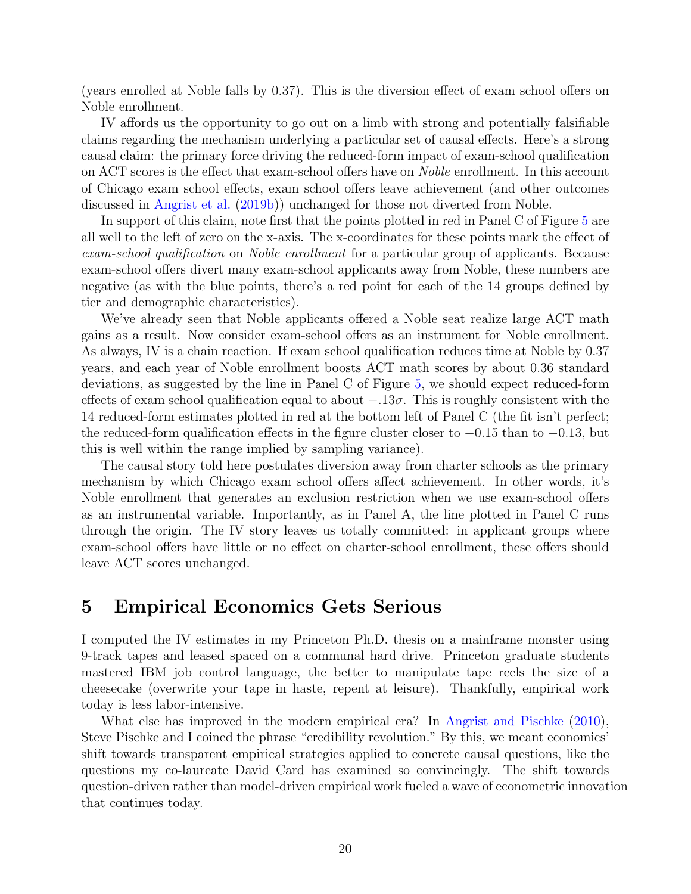(years enrolled at Noble falls by 0.37). This is the diversion effect of exam school offers on Noble enrollment.

IV affords us the opportunity to go out on a limb with strong and potentially falsifiable claims regarding the mechanism underlying a particular set of causal effects. Here's a strong causal claim: the primary force driving the reduced-form impact of exam-school qualification on ACT scores is the effect that exam-school offers have on *Noble* enrollment. In this account of Chicago exam school effects, exam school offers leave achievement (and other outcomes discussed in Angrist et al. (2019b)) unchanged for those not diverted from Noble.

In support of this claim, note first that the points plotted in red in Panel C of Figure 5 are all well to the left of zero on the x-axis. The x-coordinates for these points mark the effect of *exam-school qualification* on *Noble enrollment* for a particular group of applicants. Because exam-school offers divert many exam-school applicants away from Noble, these numbers are negative (as with the blue points, there's a red point for each of the 14 groups defined by tier and demographic characteristics).

We've already seen that Noble applicants offered a Noble seat realize large ACT math gains as a result. Now consider exam-school offers as an instrument for Noble enrollment. As always, IV is a chain reaction. If exam school qualification reduces time at Noble by 0.37 years, and each year of Noble enrollment boosts ACT math scores by about 0.36 standard deviations, as suggested by the line in Panel C of Figure 5, we should expect reduced-form effects of exam school qualification equal to about $-.13\sigma$. This is roughly consistent with the 14 reduced-form estimates plotted in red at the bottom left of Panel C (the fit isn't perfect; the reduced-form qualification effects in the figure cluster closer to $-0.15$ than to $-0.13$, but this is well within the range implied by sampling variance).

The causal story told here postulates diversion away from charter schools as the primary mechanism by which Chicago exam school offers affect achievement. In other words, it's Noble enrollment that generates an exclusion restriction when we use exam-school offers as an instrumental variable. Importantly, as in Panel A, the line plotted in Panel C runs through the origin. The IV story leaves us totally committed: in applicant groups where exam-school offers have little or no effect on charter-school enrollment, these offers should leave ACT scores unchanged.

## 5 Empirical Economics Gets Serious

I computed the IV estimates in my Princeton Ph.D. thesis on a mainframe monster using 9-track tapes and leased spaced on a communal hard drive. Princeton graduate students mastered IBM job control language, the better to manipulate tape reels the size of a cheesecake (overwrite your tape in haste, repent at leisure). Thankfully, empirical work today is less labor-intensive.

What else has improved in the modern empirical era? In Angrist and Pischke (2010), Steve Pischke and I coined the phrase "credibility revolution." By this, we meant economics' shift towards transparent empirical strategies applied to concrete causal questions, like the questions my co-laureate David Card has examined so convincingly. The shift towards question-driven rather than model-driven empirical work fueled a wave of econometric innovation that continues today.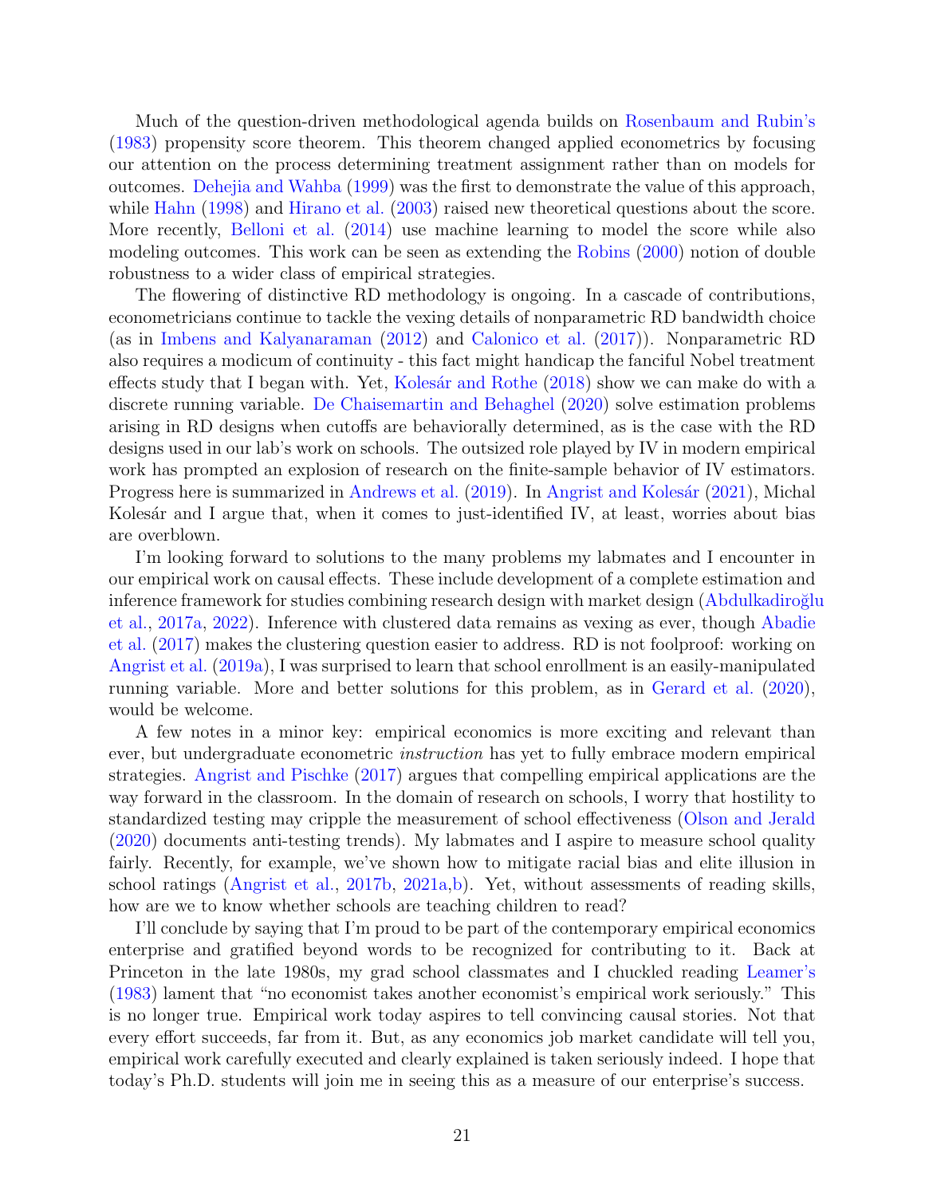Much of the question-driven methodological agenda builds on Rosenbaum and Rubin's (1983) propensity score theorem. This theorem changed applied econometrics by focusing our attention on the process determining treatment assignment rather than on models for outcomes. Dehejia and Wahba (1999) was the first to demonstrate the value of this approach, while Hahn (1998) and Hirano et al. (2003) raised new theoretical questions about the score. More recently, Belloni et al. (2014) use machine learning to model the score while also modeling outcomes. This work can be seen as extending the Robins (2000) notion of double robustness to a wider class of empirical strategies.

The flowering of distinctive RD methodology is ongoing. In a cascade of contributions, econometricians continue to tackle the vexing details of nonparametric RD bandwidth choice (as in Imbens and Kalyanaraman (2012) and Calonico et al. (2017)). Nonparametric RD also requires a modicum of continuity - this fact might handicap the fanciful Nobel treatment effects study that I began with. Yet, Kolesár and Rothe (2018) show we can make do with a discrete running variable. De Chaisemartin and Behaghel (2020) solve estimation problems arising in RD designs when cutoffs are behaviorally determined, as is the case with the RD designs used in our lab's work on schools. The outsized role played by IV in modern empirical work has prompted an explosion of research on the finite-sample behavior of IV estimators. Progress here is summarized in Andrews et al. (2019). In Angrist and Kolesár (2021), Michal Kolesár and I argue that, when it comes to just-identified IV, at least, worries about bias are overblown.

I'm looking forward to solutions to the many problems my labmates and I encounter in our empirical work on causal effects. These include development of a complete estimation and inference framework for studies combining research design with market design (Abdulkadiroğlu et al., 2017a, 2022). Inference with clustered data remains as vexing as ever, though Abadie et al. (2017) makes the clustering question easier to address. RD is not foolproof: working on Angrist et al. (2019a), I was surprised to learn that school enrollment is an easily-manipulated running variable. More and better solutions for this problem, as in Gerard et al. (2020), would be welcome.

A few notes in a minor key: empirical economics is more exciting and relevant than ever, but undergraduate econometric *instruction* has yet to fully embrace modern empirical strategies. Angrist and Pischke (2017) argues that compelling empirical applications are the way forward in the classroom. In the domain of research on schools, I worry that hostility to standardized testing may cripple the measurement of school effectiveness (Olson and Jerald (2020) documents anti-testing trends). My labmates and I aspire to measure school quality fairly. Recently, for example, we've shown how to mitigate racial bias and elite illusion in school ratings (Angrist et al., 2017b, 2021a,b). Yet, without assessments of reading skills, how are we to know whether schools are teaching children to read?

I'll conclude by saying that I'm proud to be part of the contemporary empirical economics enterprise and gratified beyond words to be recognized for contributing to it. Back at Princeton in the late 1980s, my grad school classmates and I chuckled reading Leamer's (1983) lament that "no economist takes another economist's empirical work seriously." This is no longer true. Empirical work today aspires to tell convincing causal stories. Not that every effort succeeds, far from it. But, as any economics job market candidate will tell you, empirical work carefully executed and clearly explained is taken seriously indeed. I hope that today's Ph.D. students will join me in seeing this as a measure of our enterprise's success.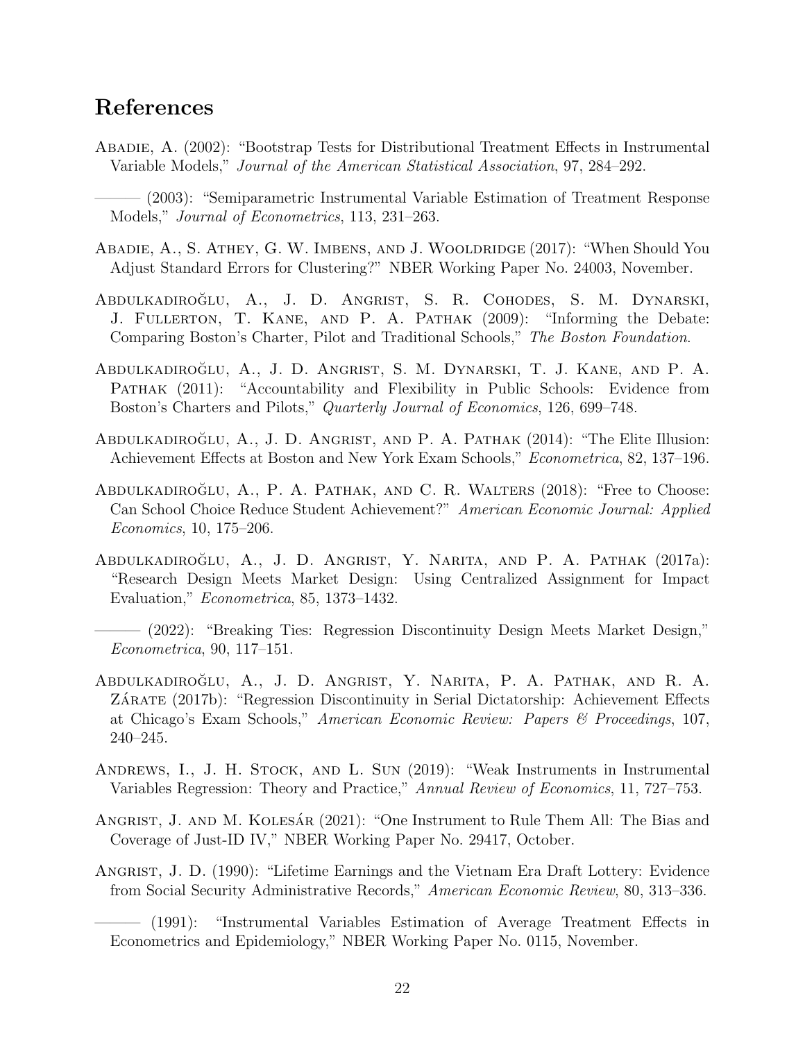## References

Abadie, A. (2002): "Bootstrap Tests for Distributional Treatment Effects in Instrumental Variable Models," *Journal of the American Statistical Association*, 97, 284–292.

——— (2003): "Semiparametric Instrumental Variable Estimation of Treatment Response Models," *Journal of Econometrics*, 113, 231–263.

Abadie, A., S. Athey, G. W. Imbens, and J. Wooldridge (2017): "When Should You Adjust Standard Errors for Clustering?" NBER Working Paper No. 24003, November.

Abdulkadiroğlu, A., J. D. Angrist, S. R. Cohodes, S. M. Dynarski, J. Fullerton, T. Kane, and P. A. Pathak (2009): "Informing the Debate: Comparing Boston's Charter, Pilot and Traditional Schools," *The Boston Foundation*.

Abdulkadiroğlu, A., J. D. Angrist, S. M. Dynarski, T. J. Kane, and P. A. Pathak (2011): "Accountability and Flexibility in Public Schools: Evidence from Boston's Charters and Pilots," *Quarterly Journal of Economics*, 126, 699–748.

Abdulkadiroğlu, A., J. D. Angrist, and P. A. Pathak (2014): "The Elite Illusion: Achievement Effects at Boston and New York Exam Schools," *Econometrica*, 82, 137–196.

Abdulkadiroğlu, A., P. A. Pathak, and C. R. Walters (2018): "Free to Choose: Can School Choice Reduce Student Achievement?" *American Economic Journal: Applied Economics*, 10, 175–206.

Abdulkadiroğlu, A., J. D. Angrist, Y. Narita, and P. A. Pathak (2017a): "Research Design Meets Market Design: Using Centralized Assignment for Impact Evaluation," *Econometrica*, 85, 1373–1432.

——— (2022): "Breaking Ties: Regression Discontinuity Design Meets Market Design," *Econometrica*, 90, 117–151.

Abdulkadiroğlu, A., J. D. Angrist, Y. Narita, P. A. Pathak, and R. A. Zárate (2017b): "Regression Discontinuity in Serial Dictatorship: Achievement Effects at Chicago's Exam Schools," *American Economic Review: Papers & Proceedings*, 107, 240–245.

Andrews, I., J. H. Stock, and L. Sun (2019): "Weak Instruments in Instrumental Variables Regression: Theory and Practice," *Annual Review of Economics*, 11, 727–753.

Angrist, J. and M. Kolesár (2021): "One Instrument to Rule Them All: The Bias and Coverage of Just-ID IV," NBER Working Paper No. 29417, October.

Angrist, J. D. (1990): "Lifetime Earnings and the Vietnam Era Draft Lottery: Evidence from Social Security Administrative Records," *American Economic Review*, 80, 313–336.

——— (1991): "Instrumental Variables Estimation of Average Treatment Effects in Econometrics and Epidemiology," NBER Working Paper No. 0115, November.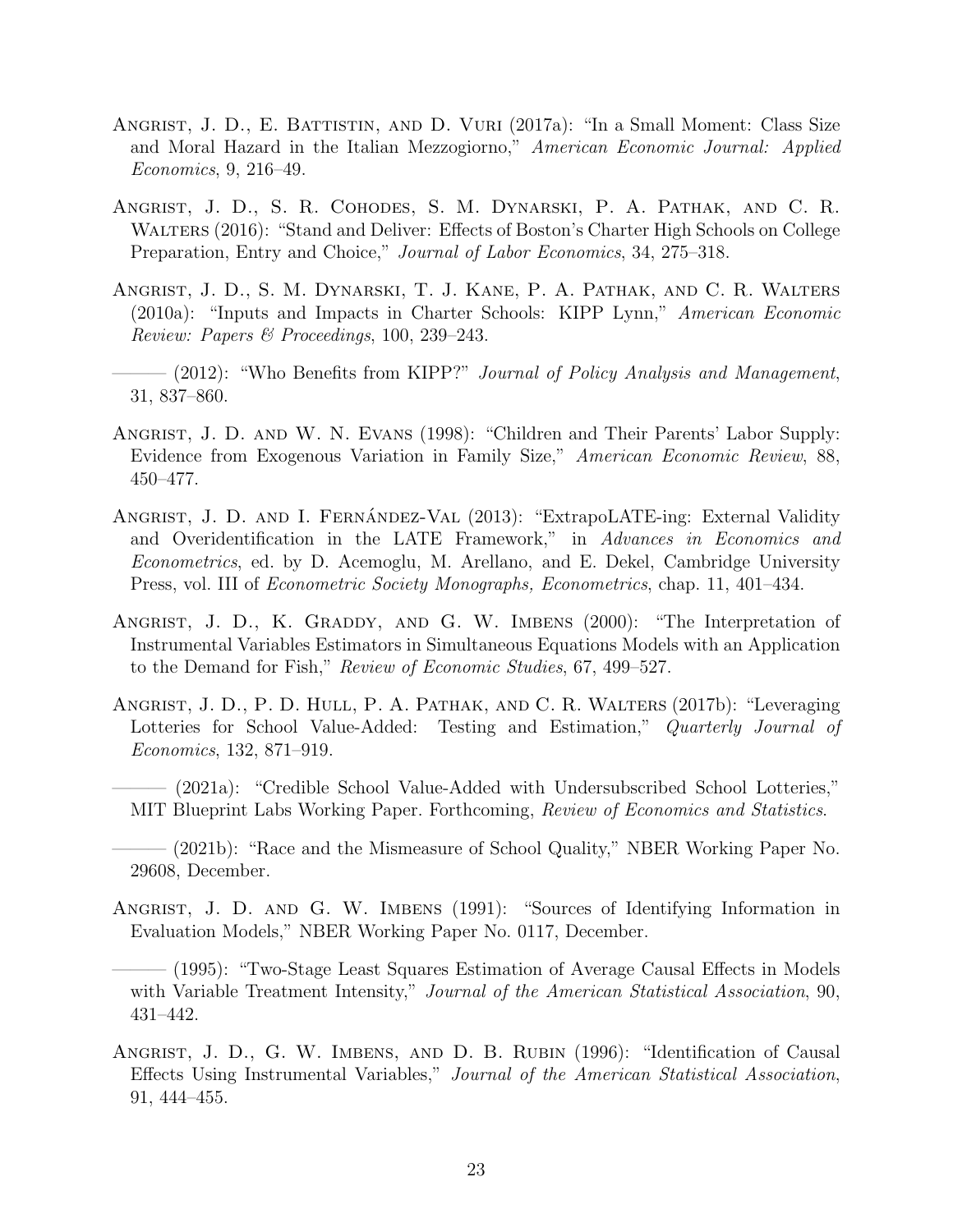Angrist, J. D., E. Battistin, and D. Vuri (2017a): "In a Small Moment: Class Size and Moral Hazard in the Italian Mezzogiorno," *American Economic Journal: Applied Economics*, 9, 216–49.

Angrist, J. D., S. R. Cohodes, S. M. Dynarski, P. A. Pathak, and C. R. Walters (2016): "Stand and Deliver: Effects of Boston's Charter High Schools on College Preparation, Entry and Choice," *Journal of Labor Economics*, 34, 275–318.

Angrist, J. D., S. M. Dynarski, T. J. Kane, P. A. Pathak, and C. R. Walters (2010a): "Inputs and Impacts in Charter Schools: KIPP Lynn," *American Economic Review: Papers & Proceedings*, 100, 239–243.

——— (2012): "Who Benefits from KIPP?" *Journal of Policy Analysis and Management*, 31, 837–860.

Angrist, J. D. and W. N. Evans (1998): "Children and Their Parents' Labor Supply: Evidence from Exogenous Variation in Family Size," *American Economic Review*, 88, 450–477.

Angrist, J. D. and I. Fernández-Val (2013): "ExtrapoLATE-ing: External Validity and Overidentification in the LATE Framework," in *Advances in Economics and Econometrics*, ed. by D. Acemoglu, M. Arellano, and E. Dekel, Cambridge University Press, vol. III of *Econometric Society Monographs, Econometrics*, chap. 11, 401–434.

Angrist, J. D., K. Graddy, and G. W. Imbens (2000): "The Interpretation of Instrumental Variables Estimators in Simultaneous Equations Models with an Application to the Demand for Fish," *Review of Economic Studies*, 67, 499–527.

Angrist, J. D., P. D. Hull, P. A. Pathak, and C. R. Walters (2017b): "Leveraging Lotteries for School Value-Added: Testing and Estimation," *Quarterly Journal of Economics*, 132, 871–919.

——— (2021a): "Credible School Value-Added with Undersubscribed School Lotteries," MIT Blueprint Labs Working Paper. Forthcoming, *Review of Economics and Statistics*.

——— (2021b): "Race and the Mismeasure of School Quality," NBER Working Paper No. 29608, December.

Angrist, J. D. and G. W. Imbens (1991): "Sources of Identifying Information in Evaluation Models," NBER Working Paper No. 0117, December.

——— (1995): "Two-Stage Least Squares Estimation of Average Causal Effects in Models with Variable Treatment Intensity," *Journal of the American Statistical Association*, 90, 431–442.

Angrist, J. D., G. W. Imbens, and D. B. Rubin (1996): "Identification of Causal Effects Using Instrumental Variables," *Journal of the American Statistical Association*, 91, 444–455.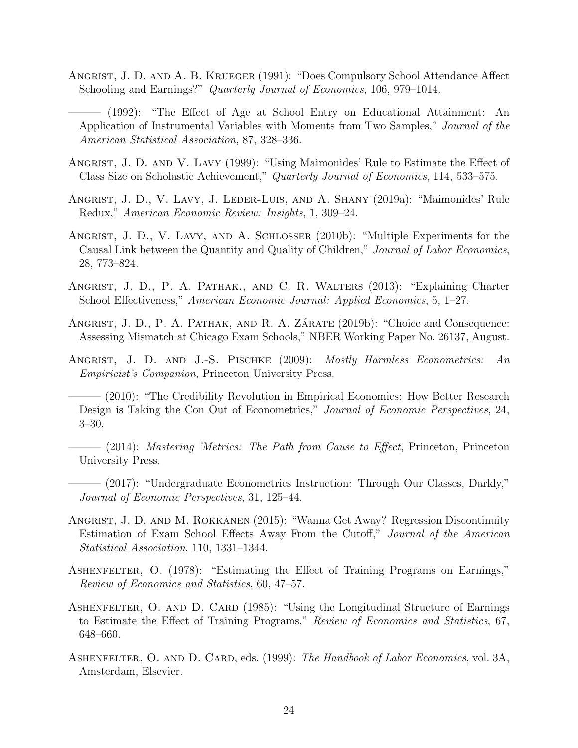Angrist, J. D. and A. B. Krueger (1991): "Does Compulsory School Attendance Affect Schooling and Earnings?" *Quarterly Journal of Economics*, 106, 979–1014.

——— (1992): "The Effect of Age at School Entry on Educational Attainment: An Application of Instrumental Variables with Moments from Two Samples," *Journal of the American Statistical Association*, 87, 328–336.

Angrist, J. D. and V. Lavy (1999): "Using Maimonides' Rule to Estimate the Effect of Class Size on Scholastic Achievement," *Quarterly Journal of Economics*, 114, 533–575.

Angrist, J. D., V. Lavy, J. Leder-Luis, and A. Shany (2019a): "Maimonides' Rule Redux," *American Economic Review: Insights*, 1, 309–24.

Angrist, J. D., V. Lavy, and A. Schlosser (2010b): "Multiple Experiments for the Causal Link between the Quantity and Quality of Children," *Journal of Labor Economics*, 28, 773–824.

Angrist, J. D., P. A. Pathak., and C. R. Walters (2013): "Explaining Charter School Effectiveness," *American Economic Journal: Applied Economics*, 5, 1–27.

Angrist, J. D., P. A. Pathak, and R. A. Zárate (2019b): "Choice and Consequence: Assessing Mismatch at Chicago Exam Schools," NBER Working Paper No. 26137, August.

Angrist, J. D. and J.-S. Pischke (2009): *Mostly Harmless Econometrics: An Empiricist's Companion*, Princeton University Press.

——— (2010): "The Credibility Revolution in Empirical Economics: How Better Research Design is Taking the Con Out of Econometrics," *Journal of Economic Perspectives*, 24, 3–30.

——— (2014): *Mastering 'Metrics: The Path from Cause to Effect*, Princeton, Princeton University Press.

——— (2017): "Undergraduate Econometrics Instruction: Through Our Classes, Darkly," *Journal of Economic Perspectives*, 31, 125–44.

Angrist, J. D. and M. Rokkanen (2015): "Wanna Get Away? Regression Discontinuity Estimation of Exam School Effects Away From the Cutoff," *Journal of the American Statistical Association*, 110, 1331–1344.

Ashenfelter, O. (1978): "Estimating the Effect of Training Programs on Earnings," *Review of Economics and Statistics*, 60, 47–57.

Ashenfelter, O. and D. Card (1985): "Using the Longitudinal Structure of Earnings to Estimate the Effect of Training Programs," *Review of Economics and Statistics*, 67, 648–660.

Ashenfelter, O. and D. Card, eds. (1999): *The Handbook of Labor Economics*, vol. 3A, Amsterdam, Elsevier.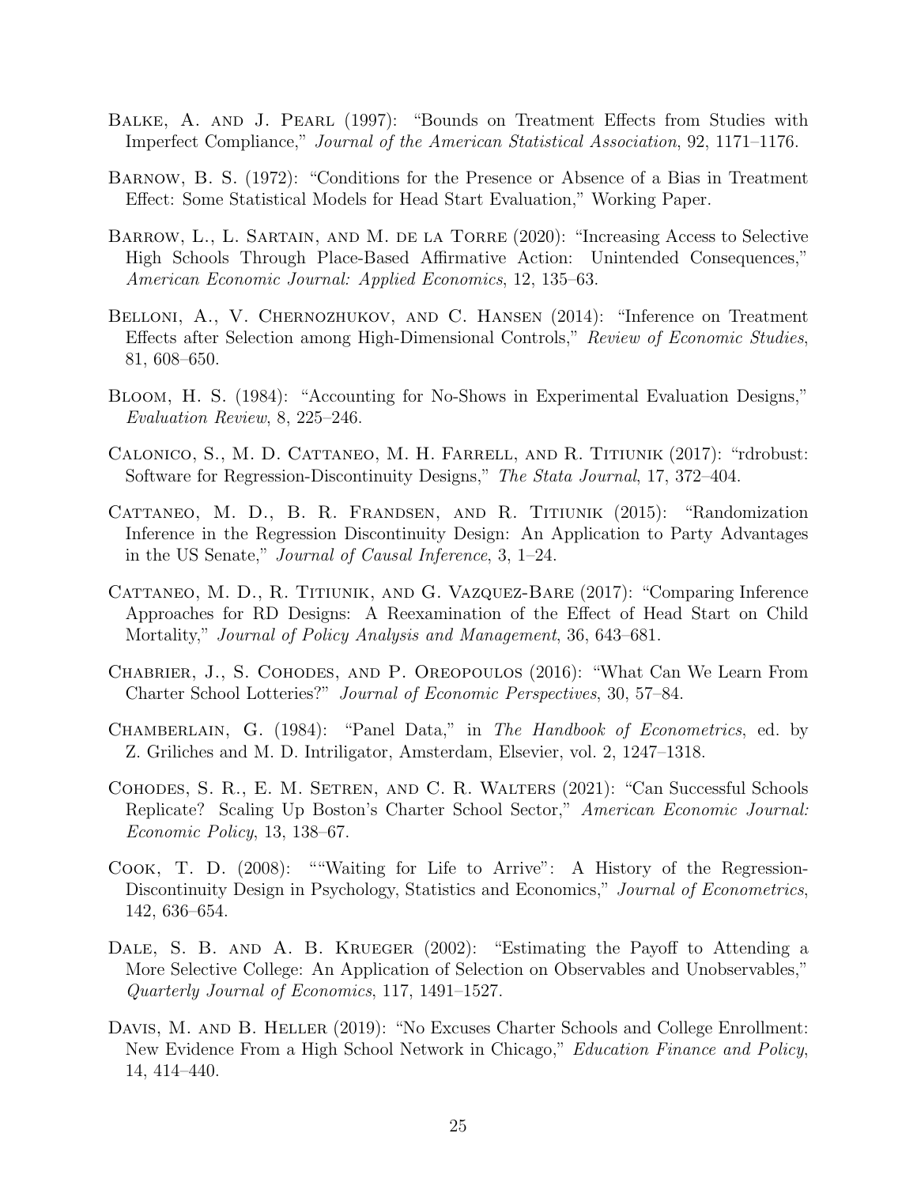Balke, A. and J. Pearl (1997): "Bounds on Treatment Effects from Studies with Imperfect Compliance," *Journal of the American Statistical Association*, 92, 1171–1176.

Barnow, B. S. (1972): "Conditions for the Presence or Absence of a Bias in Treatment Effect: Some Statistical Models for Head Start Evaluation," Working Paper.

Barrow, L., L. Sartain, and M. de la Torre (2020): "Increasing Access to Selective High Schools Through Place-Based Affirmative Action: Unintended Consequences," *American Economic Journal: Applied Economics*, 12, 135–63.

Belloni, A., V. Chernozhukov, and C. Hansen (2014): "Inference on Treatment Effects after Selection among High-Dimensional Controls," *Review of Economic Studies*, 81, 608–650.

Bloom, H. S. (1984): "Accounting for No-Shows in Experimental Evaluation Designs," *Evaluation Review*, 8, 225–246.

Calonico, S., M. D. Cattaneo, M. H. Farrell, and R. Titiunik (2017): "rdrobust: Software for Regression-Discontinuity Designs," *The Stata Journal*, 17, 372–404.

Cattaneo, M. D., B. R. Frandsen, and R. Titiunik (2015): "Randomization Inference in the Regression Discontinuity Design: An Application to Party Advantages in the US Senate," *Journal of Causal Inference*, 3, 1–24.

Cattaneo, M. D., R. Titiunik, and G. Vazquez-Bare (2017): "Comparing Inference Approaches for RD Designs: A Reexamination of the Effect of Head Start on Child Mortality," *Journal of Policy Analysis and Management*, 36, 643–681.

Chabrier, J., S. Cohodes, and P. Oreopoulos (2016): "What Can We Learn From Charter School Lotteries?" *Journal of Economic Perspectives*, 30, 57–84.

Chamberlain, G. (1984): "Panel Data," in *The Handbook of Econometrics*, ed. by Z. Griliches and M. D. Intriligator, Amsterdam, Elsevier, vol. 2, 1247–1318.

Cohodes, S. R., E. M. Setren, and C. R. Walters (2021): "Can Successful Schools Replicate? Scaling Up Boston's Charter School Sector," *American Economic Journal: Economic Policy*, 13, 138–67.

Cook, T. D. (2008): ""Waiting for Life to Arrive": A History of the Regression-Discontinuity Design in Psychology, Statistics and Economics," *Journal of Econometrics*, 142, 636–654.

Dale, S. B. and A. B. Krueger (2002): "Estimating the Payoff to Attending a More Selective College: An Application of Selection on Observables and Unobservables," *Quarterly Journal of Economics*, 117, 1491–1527.

Davis, M. and B. Heller (2019): "No Excuses Charter Schools and College Enrollment: New Evidence From a High School Network in Chicago," *Education Finance and Policy*, 14, 414–440.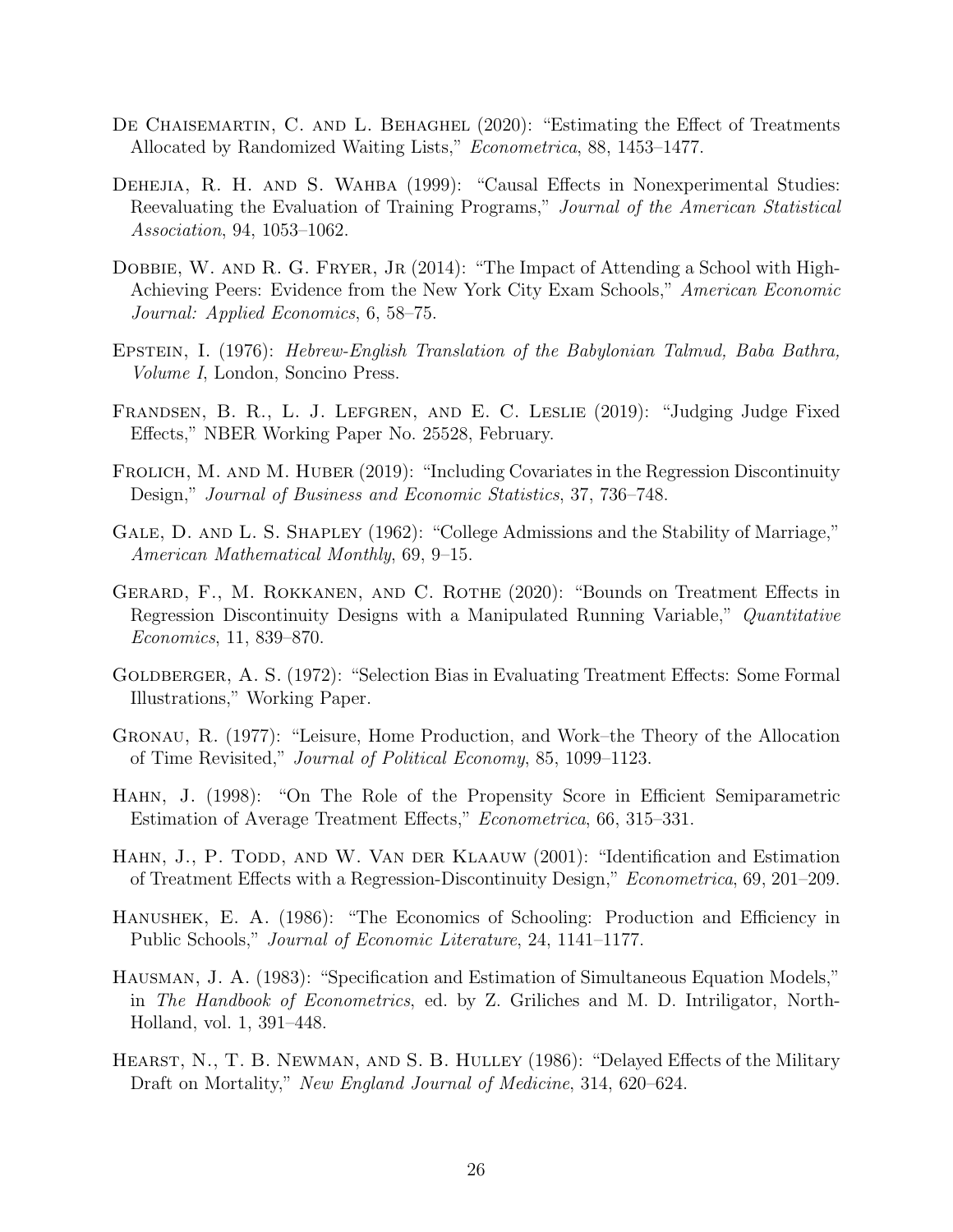De Chaisemartin, C. and L. Behaghel (2020): "Estimating the Effect of Treatments Allocated by Randomized Waiting Lists," *Econometrica*, 88, 1453–1477.

Dehejia, R. H. and S. Wahba (1999): "Causal Effects in Nonexperimental Studies: Reevaluating the Evaluation of Training Programs," *Journal of the American Statistical Association*, 94, 1053–1062.

Dobbie, W. and R. G. Fryer, Jr (2014): "The Impact of Attending a School with High-Achieving Peers: Evidence from the New York City Exam Schools," *American Economic Journal: Applied Economics*, 6, 58–75.

Epstein, I. (1976): *Hebrew-English Translation of the Babylonian Talmud, Baba Bathra, Volume I*, London, Soncino Press.

Frandsen, B. R., L. J. Lefgren, and E. C. Leslie (2019): "Judging Judge Fixed Effects," NBER Working Paper No. 25528, February.

Frolich, M. and M. Huber (2019): "Including Covariates in the Regression Discontinuity Design," *Journal of Business and Economic Statistics*, 37, 736–748.

Gale, D. and L. S. Shapley (1962): "College Admissions and the Stability of Marriage," *American Mathematical Monthly*, 69, 9–15.

Gerard, F., M. Rokkanen, and C. Rothe (2020): "Bounds on Treatment Effects in Regression Discontinuity Designs with a Manipulated Running Variable," *Quantitative Economics*, 11, 839–870.

Goldberger, A. S. (1972): "Selection Bias in Evaluating Treatment Effects: Some Formal Illustrations," Working Paper.

Gronau, R. (1977): "Leisure, Home Production, and Work–the Theory of the Allocation of Time Revisited," *Journal of Political Economy*, 85, 1099–1123.

Hahn, J. (1998): "On The Role of the Propensity Score in Efficient Semiparametric Estimation of Average Treatment Effects," *Econometrica*, 66, 315–331.

Hahn, J., P. Todd, and W. Van der Klaauw (2001): "Identification and Estimation of Treatment Effects with a Regression-Discontinuity Design," *Econometrica*, 69, 201–209.

Hanushek, E. A. (1986): "The Economics of Schooling: Production and Efficiency in Public Schools," *Journal of Economic Literature*, 24, 1141–1177.

Hausman, J. A. (1983): "Specification and Estimation of Simultaneous Equation Models," in *The Handbook of Econometrics*, ed. by Z. Griliches and M. D. Intriligator, North-Holland, vol. 1, 391–448.

Hearst, N., T. B. Newman, and S. B. Hulley (1986): "Delayed Effects of the Military Draft on Mortality," *New England Journal of Medicine*, 314, 620–624.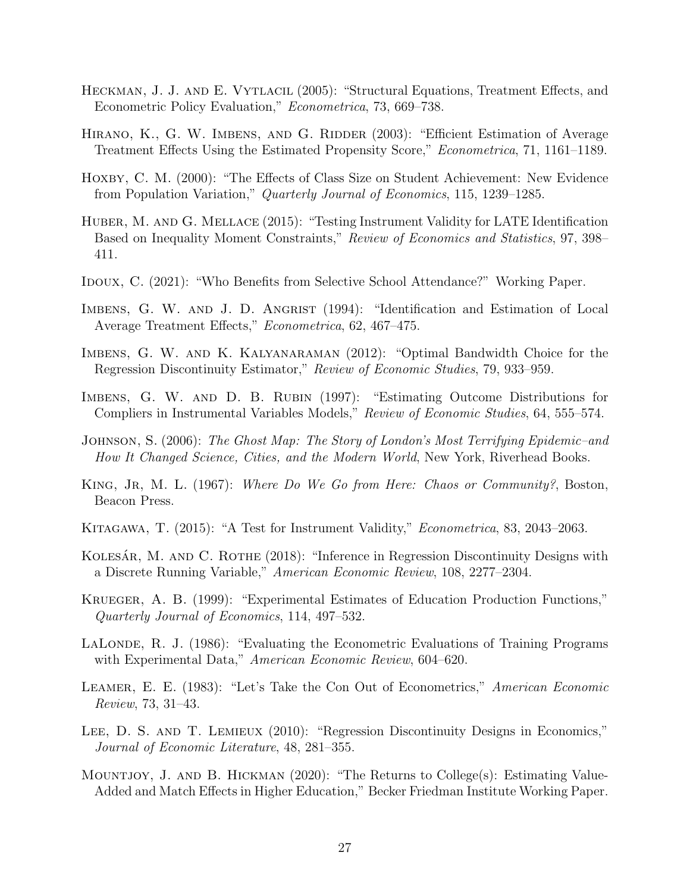Heckman, J. J. and E. Vytlacil (2005): "Structural Equations, Treatment Effects, and Econometric Policy Evaluation," *Econometrica*, 73, 669–738.

Hirano, K., G. W. Imbens, and G. Ridder (2003): "Efficient Estimation of Average Treatment Effects Using the Estimated Propensity Score," *Econometrica*, 71, 1161–1189.

Hoxby, C. M. (2000): "The Effects of Class Size on Student Achievement: New Evidence from Population Variation," *Quarterly Journal of Economics*, 115, 1239–1285.

Huber, M. and G. Mellace (2015): "Testing Instrument Validity for LATE Identification Based on Inequality Moment Constraints," *Review of Economics and Statistics*, 97, 398–411.

Idoux, C. (2021): "Who Benefits from Selective School Attendance?" Working Paper.

Imbens, G. W. and J. D. Angrist (1994): "Identification and Estimation of Local Average Treatment Effects," *Econometrica*, 62, 467–475.

Imbens, G. W. and K. Kalyanaraman (2012): "Optimal Bandwidth Choice for the Regression Discontinuity Estimator," *Review of Economic Studies*, 79, 933–959.

Imbens, G. W. and D. B. Rubin (1997): "Estimating Outcome Distributions for Compliers in Instrumental Variables Models," *Review of Economic Studies*, 64, 555–574.

Johnson, S. (2006): *The Ghost Map: The Story of London's Most Terrifying Epidemic–and How It Changed Science, Cities, and the Modern World*, New York, Riverhead Books.

King, Jr, M. L. (1967): *Where Do We Go from Here: Chaos or Community?*, Boston, Beacon Press.

Kitagawa, T. (2015): "A Test for Instrument Validity," *Econometrica*, 83, 2043–2063.

Kolesár, M. and C. Rothe (2018): "Inference in Regression Discontinuity Designs with a Discrete Running Variable," *American Economic Review*, 108, 2277–2304.

Krueger, A. B. (1999): "Experimental Estimates of Education Production Functions," *Quarterly Journal of Economics*, 114, 497–532.

LaLonde, R. J. (1986): "Evaluating the Econometric Evaluations of Training Programs with Experimental Data," *American Economic Review*, 604–620.

Leamer, E. E. (1983): "Let's Take the Con Out of Econometrics," *American Economic Review*, 73, 31–43.

Lee, D. S. and T. Lemieux (2010): "Regression Discontinuity Designs in Economics," *Journal of Economic Literature*, 48, 281–355.

Mountjoy, J. and B. Hickman (2020): "The Returns to College(s): Estimating Value-Added and Match Effects in Higher Education," Becker Friedman Institute Working Paper.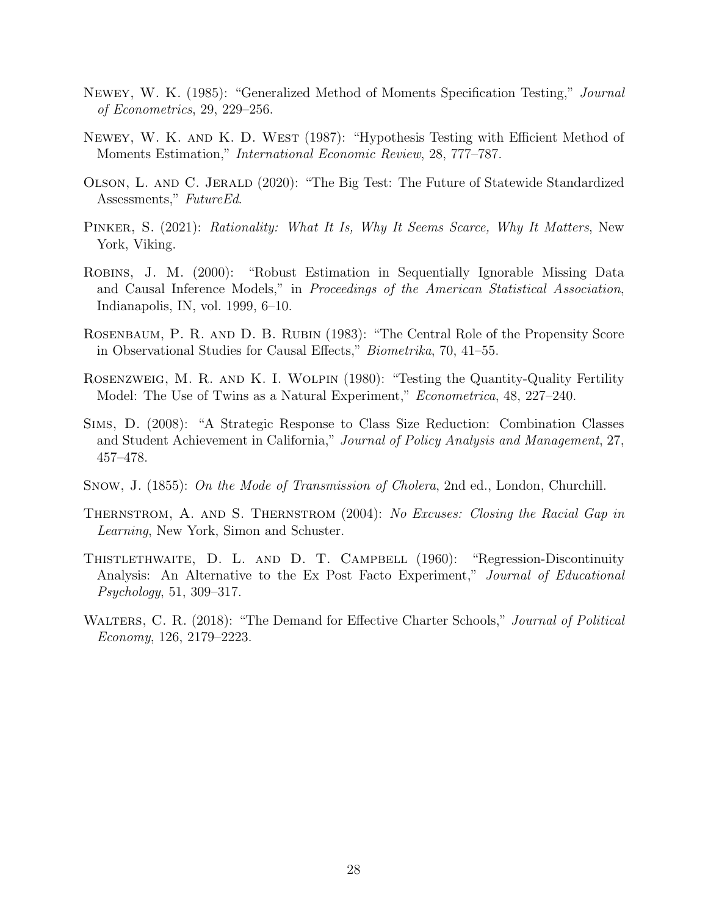Newey, W. K. (1985): "Generalized Method of Moments Specification Testing," *Journal of Econometrics*, 29, 229–256.

Newey, W. K. and K. D. West (1987): "Hypothesis Testing with Efficient Method of Moments Estimation," *International Economic Review*, 28, 777–787.

Olson, L. and C. Jerald (2020): "The Big Test: The Future of Statewide Standardized Assessments," *FutureEd*.

Pinker, S. (2021): *Rationality: What It Is, Why It Seems Scarce, Why It Matters*, New York, Viking.

Robins, J. M. (2000): "Robust Estimation in Sequentially Ignorable Missing Data and Causal Inference Models," in *Proceedings of the American Statistical Association*, Indianapolis, IN, vol. 1999, 6–10.

Rosenbaum, P. R. and D. B. Rubin (1983): "The Central Role of the Propensity Score in Observational Studies for Causal Effects," *Biometrika*, 70, 41–55.

Rosenzweig, M. R. and K. I. Wolpin (1980): "Testing the Quantity-Quality Fertility Model: The Use of Twins as a Natural Experiment," *Econometrica*, 48, 227–240.

Sims, D. (2008): "A Strategic Response to Class Size Reduction: Combination Classes and Student Achievement in California," *Journal of Policy Analysis and Management*, 27, 457–478.

Snow, J. (1855): *On the Mode of Transmission of Cholera*, 2nd ed., London, Churchill.

Thernstrom, A. and S. Thernstrom (2004): *No Excuses: Closing the Racial Gap in Learning*, New York, Simon and Schuster.

Thistlethwaite, D. L. and D. T. Campbell (1960): "Regression-Discontinuity Analysis: An Alternative to the Ex Post Facto Experiment," *Journal of Educational Psychology*, 51, 309–317.

Walters, C. R. (2018): "The Demand for Effective Charter Schools," *Journal of Political Economy*, 126, 2179–2223.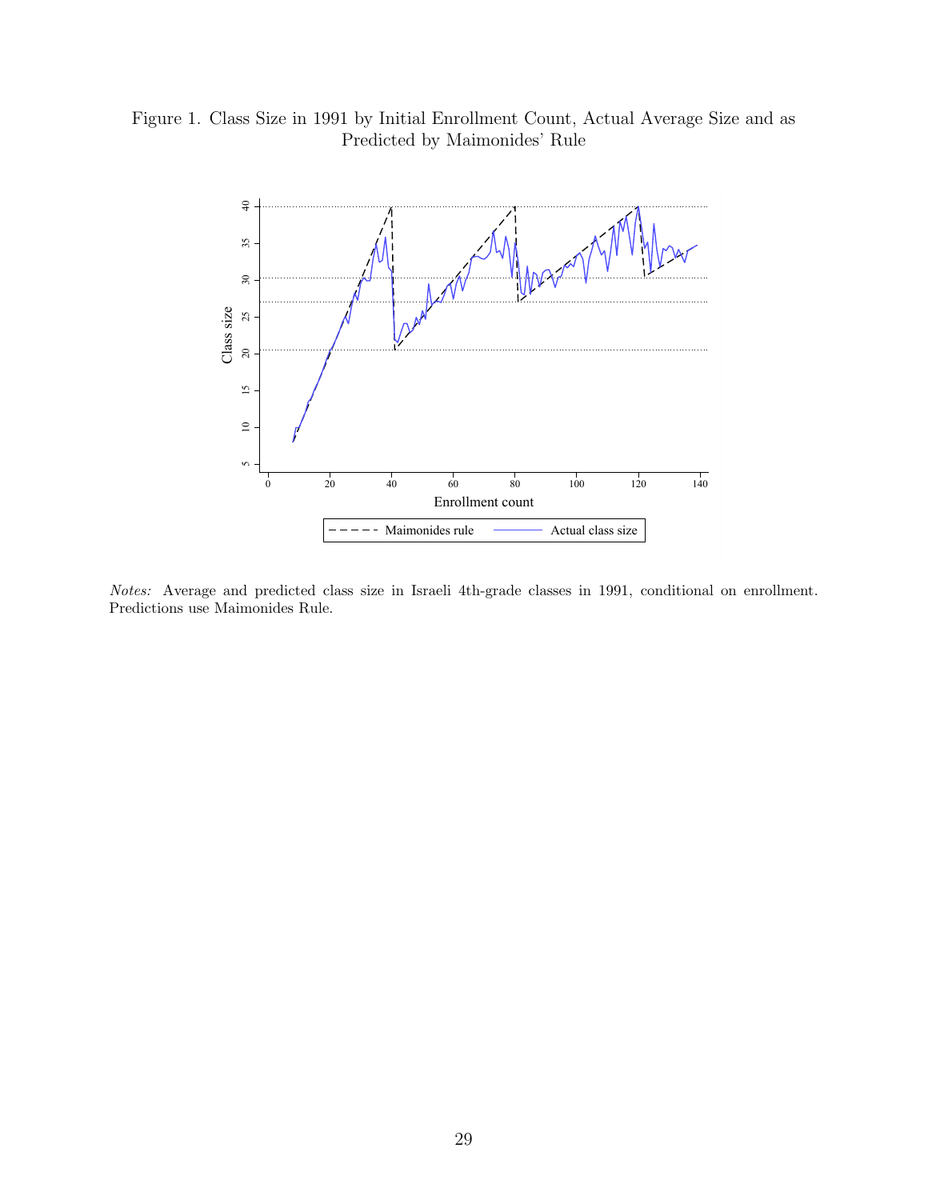Figure 1. Class Size in 1991 by Initial Enrollment Count, Actual Average Size and as Predicted by Maimonides' Rule

*Notes:* Average and predicted class size in Israeli 4th-grade classes in 1991, conditional on enrollment. Predictions use Maimonides Rule.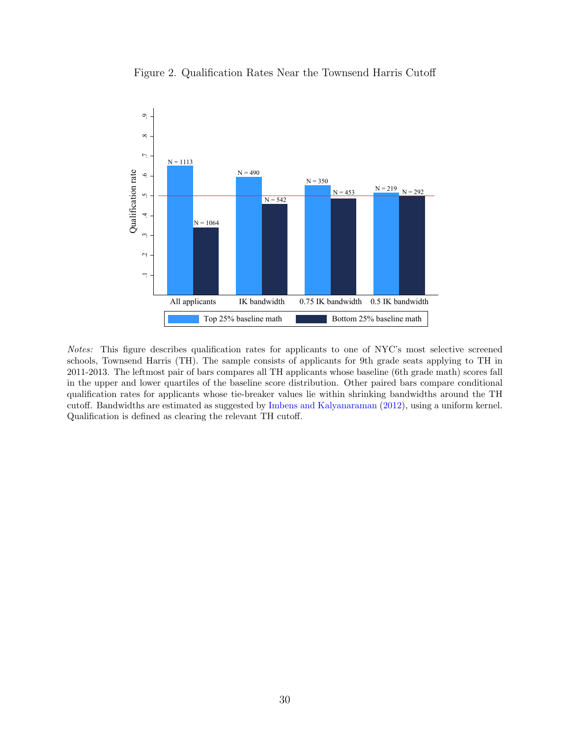Figure 2. Qualification Rates Near the Townsend Harris Cutoff

*Notes:* This figure describes qualification rates for applicants to one of NYC's most selective screened schools, Townsend Harris (TH). The sample consists of applicants for 9th grade seats applying to TH in 2011-2013. The leftmost pair of bars compares all TH applicants whose baseline (6th grade math) scores fall in the upper and lower quartiles of the baseline score distribution. Other paired bars compare conditional qualification rates for applicants whose tie-breaker values lie within shrinking bandwidths around the TH cutoff. Bandwidths are estimated as suggested by Imbens and Kalyanaraman (2012), using a uniform kernel. Qualification is defined as clearing the relevant TH cutoff.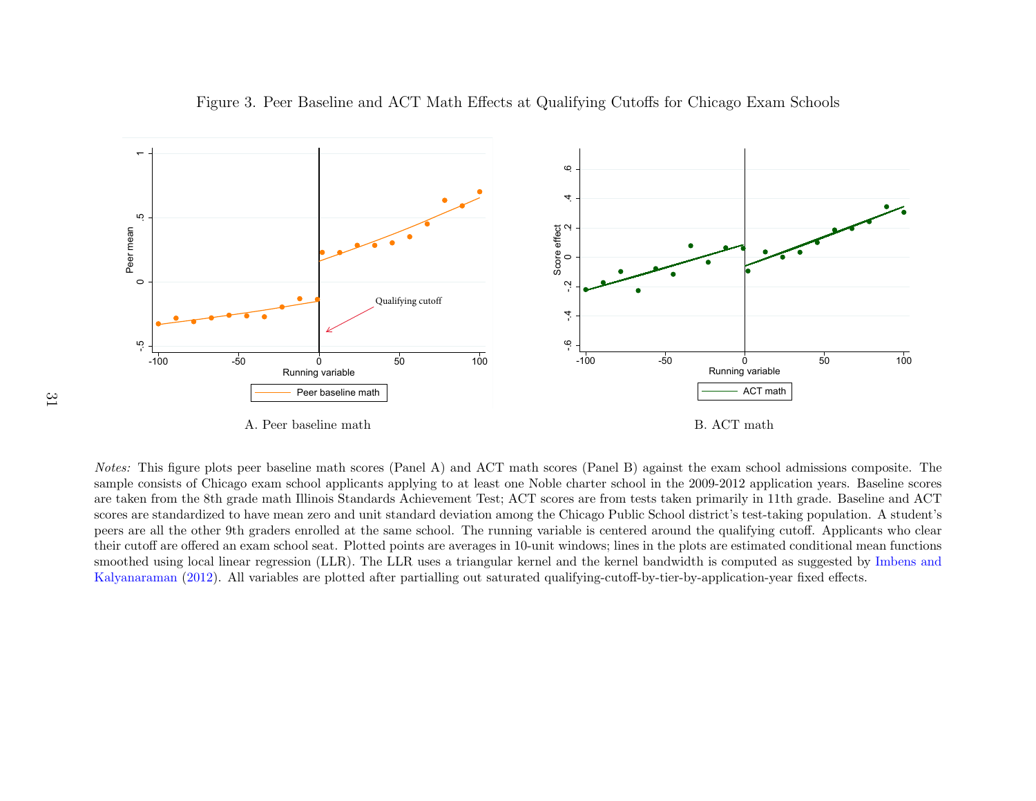Figure 3. Peer Baseline and ACT Math Effects at Qualifying Cutoffs for Chicago Exam Schools

A. Peer baseline math

B. ACT math

*Notes:* This figure plots peer baseline math scores (Panel A) and ACT math scores (Panel B) against the exam school admissions composite. The sample consists of Chicago exam school applicants applying to at least one Noble charter school in the 2009-2012 application years. Baseline scores are taken from the 8th grade math Illinois Standards Achievement Test; ACT scores are from tests taken primarily in 11th grade. Baseline and ACT scores are standardized to have mean zero and unit standard deviation among the Chicago Public School district's test-taking population. A student's peers are all the other 9th graders enrolled at the same school. The running variable is centered around the qualifying cutoff. Applicants who clear their cutoff are offered an exam school seat. Plotted points are averages in 10-unit windows; lines in the plots are estimated conditional mean functions smoothed using local linear regression (LLR). The LLR uses a triangular kernel and the kernel bandwidth is computed as suggested by Imbens and Kalyanaraman (2012). All variables are plotted after partialling out saturated qualifying-cutoff-by-tier-by-application-year fixed effects.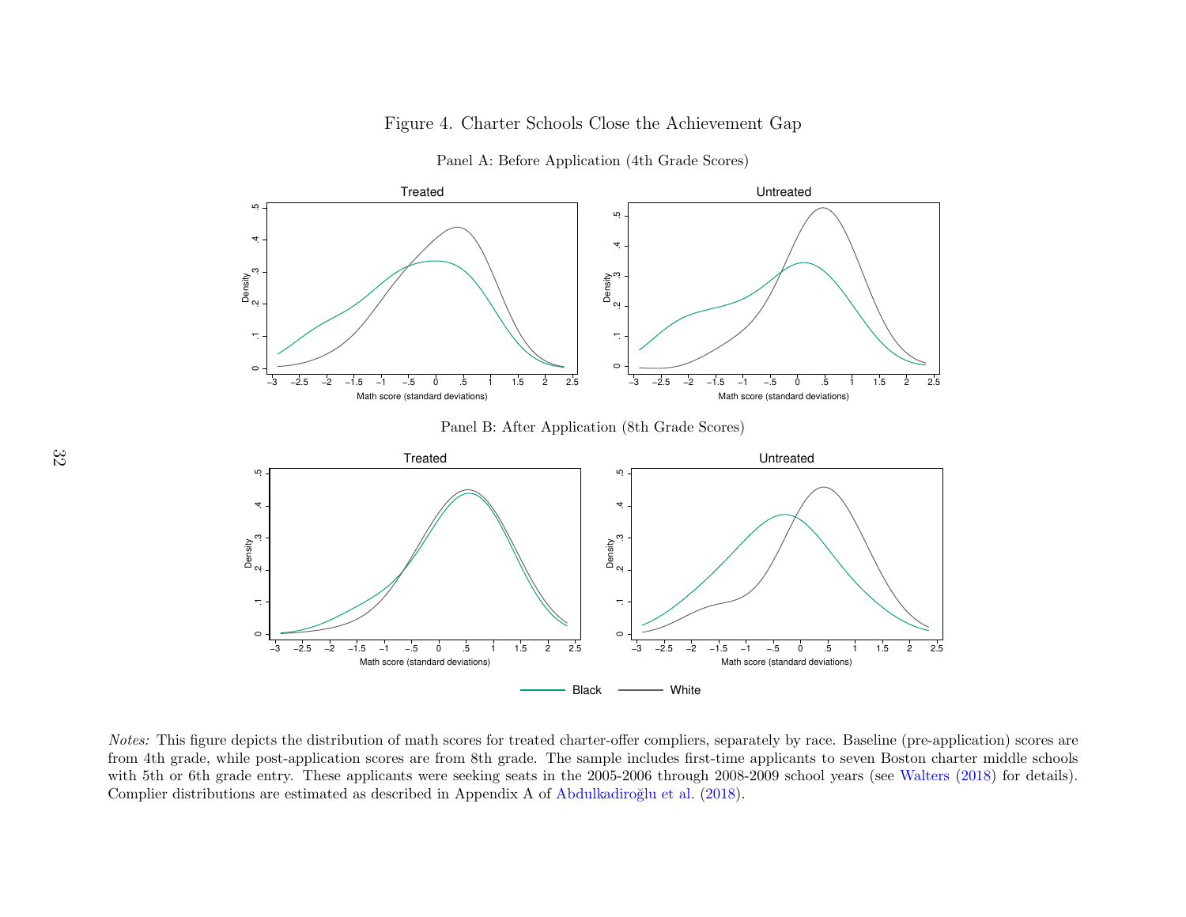Figure 4. Charter Schools Close the Achievement Gap

Panel A: Before Application (4th Grade Scores)

Panel B: After Application (8th Grade Scores)

*Notes:* This figure depicts the distribution of math scores for treated charter-offer compliers, separately by race. Baseline (pre-application) scores are from 4th grade, while post-application scores are from 8th grade. The sample includes first-time applicants to seven Boston charter middle schools with 5th or 6th grade entry. These applicants were seeking seats in the 2005-2006 through 2008-2009 school years (see Walters (2018) for details). Complier distributions are estimated as described in Appendix A of Abdulkadiroğlu et al. (2018).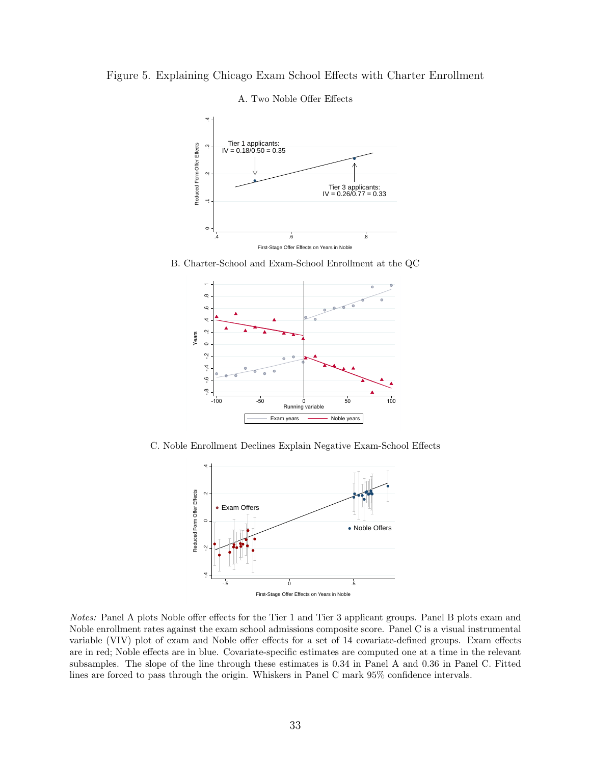Figure 5. Explaining Chicago Exam School Effects with Charter Enrollment

A. Two Noble Offer Effects

B. Charter-School and Exam-School Enrollment at the QC

C. Noble Enrollment Declines Explain Negative Exam-School Effects

*Notes:* Panel A plots Noble offer effects for the Tier 1 and Tier 3 applicant groups. Panel B plots exam and Noble enrollment rates against the exam school admissions composite score. Panel C is a visual instrumental variable (VIV) plot of exam and Noble offer effects for a set of 14 covariate-defined groups. Exam effects are in red; Noble effects are in blue. Covariate-specific estimates are computed one at a time in the relevant subsamples. The slope of the line through these estimates is 0.34 in Panel A and 0.36 in Panel C. Fitted lines are forced to pass through the origin. Whiskers in Panel C mark 95% confidence intervals.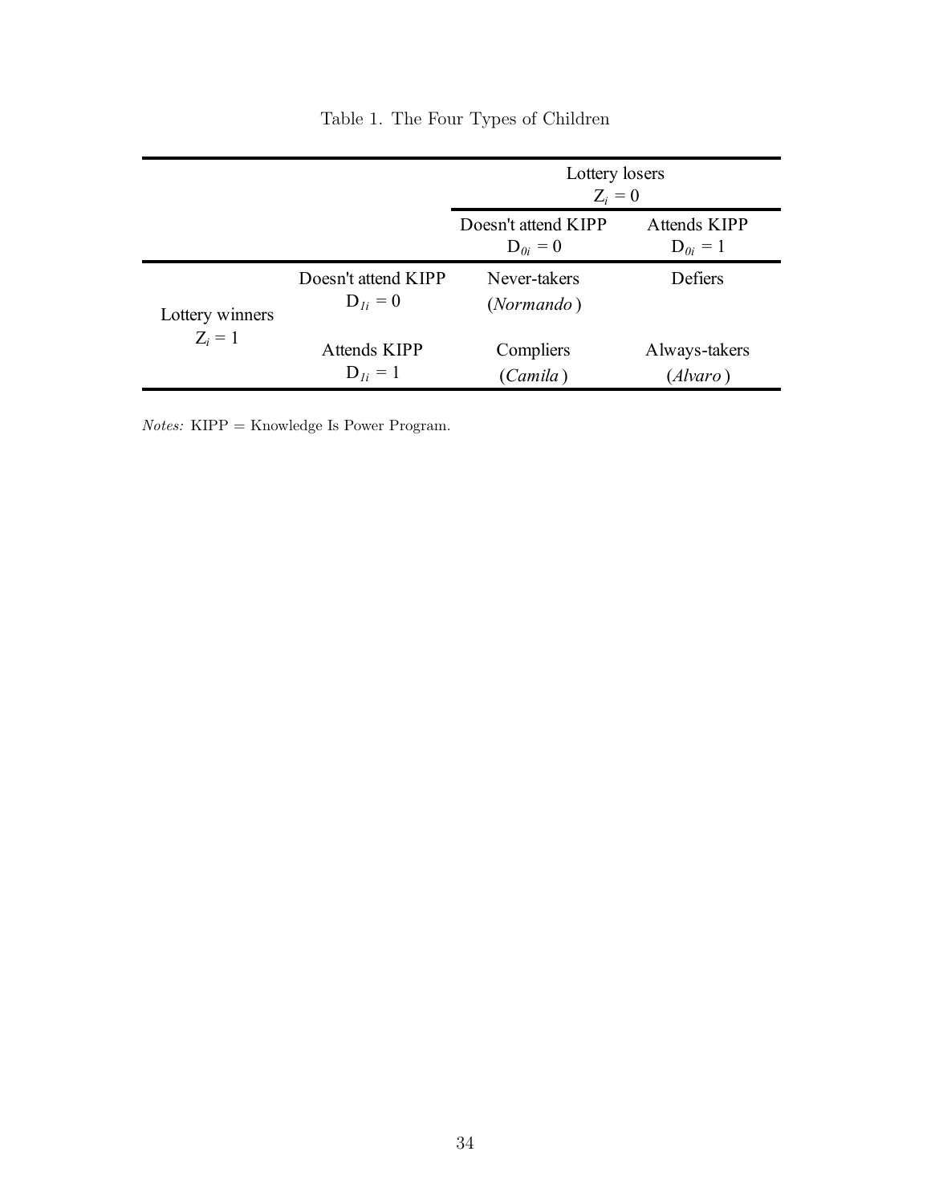Table 1. The Four Types of Children

| | | Lottery losers $Z_i = 0$ | |
|---|---|---|---|
| | | Doesn't attend KIPP $D_{0i} = 0$ | Attends KIPP $D_{0i} = 1$ |
| Lottery winners $Z_i = 1$ | Doesn't attend KIPP $D_{1i} = 0$ | Never-takers (*Normando*) | Defiers |
| | Attends KIPP $D_{1i} = 1$ | Compliers (*Camila*) | Always-takers (*Alvaro*) |

*Notes:* KIPP = Knowledge Is Power Program.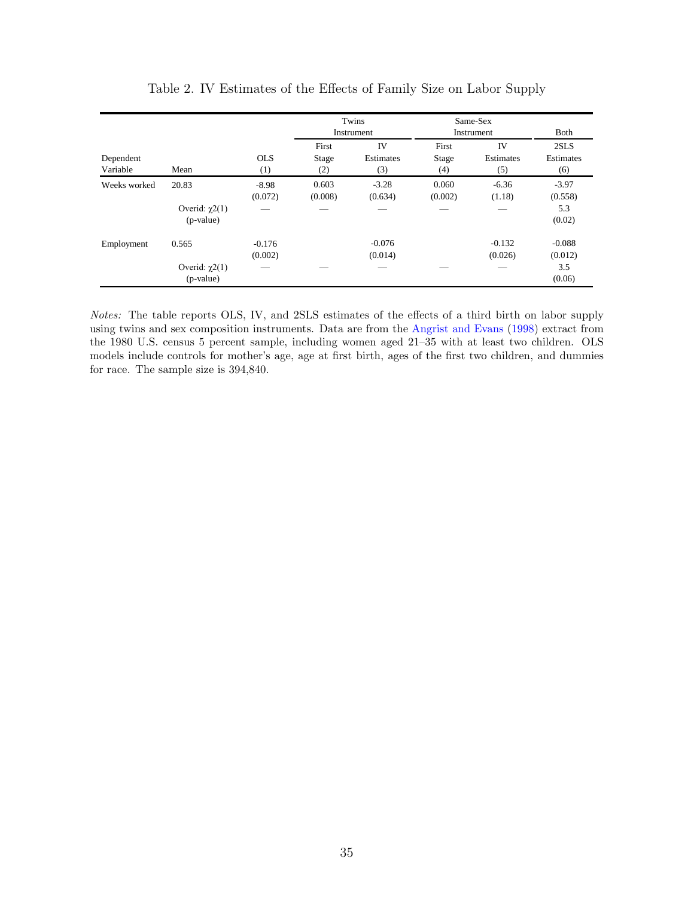Table 2. IV Estimates of the Effects of Family Size on Labor Supply

| | | | Twins Instrument | | Same-Sex Instrument | | Both |
|---|---|---|---|---|---|---|---|
| Dependent Variable | Mean | OLS (1) | First Stage (2) | IV Estimates (3) | First Stage (4) | IV Estimates (5) | 2SLS Estimates (6) |
| Weeks worked | 20.83 | -8.98 | 0.603 | -3.28 | 0.060 | -6.36 | -3.97 |
| | | (0.072) | (0.008) | (0.634) | (0.002) | (1.18) | (0.558) |
| | Overid: $\chi2(1)$ | — | — | — | — | — | 5.3 |
| | (p-value) | | | | | | (0.02) |
| Employment | 0.565 | -0.176 | | -0.076 | | -0.132 | -0.088 |
| | | (0.002) | | (0.014) | | (0.026) | (0.012) |
| | Overid: $\chi2(1)$ | — | — | — | — | — | 3.5 |
| | (p-value) | | | | | | (0.06) |

*Notes:* The table reports OLS, IV, and 2SLS estimates of the effects of a third birth on labor supply using twins and sex composition instruments. Data are from the Angrist and Evans (1998) extract from the 1980 U.S. census 5 percent sample, including women aged 21–35 with at least two children. OLS models include controls for mother's age, age at first birth, ages of the first two children, and dummies for race. The sample size is 394,840.